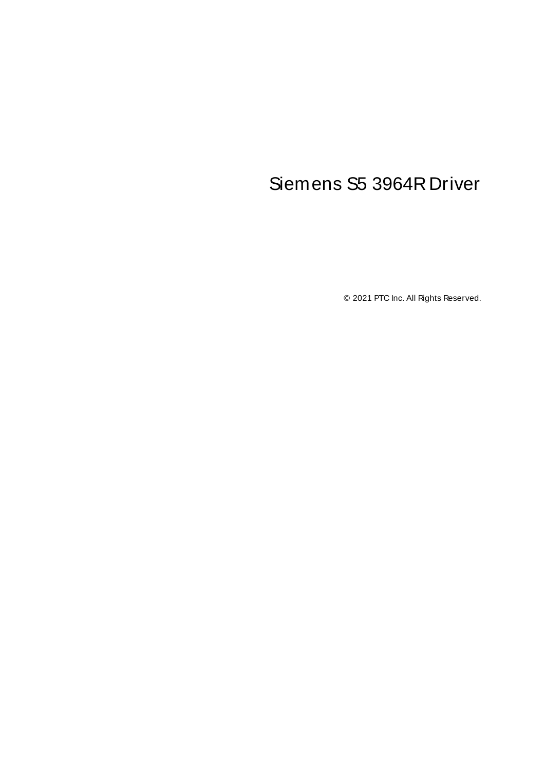# Siemens S5 3964R Driver

© 2021 PTC Inc. All Rights Reserved.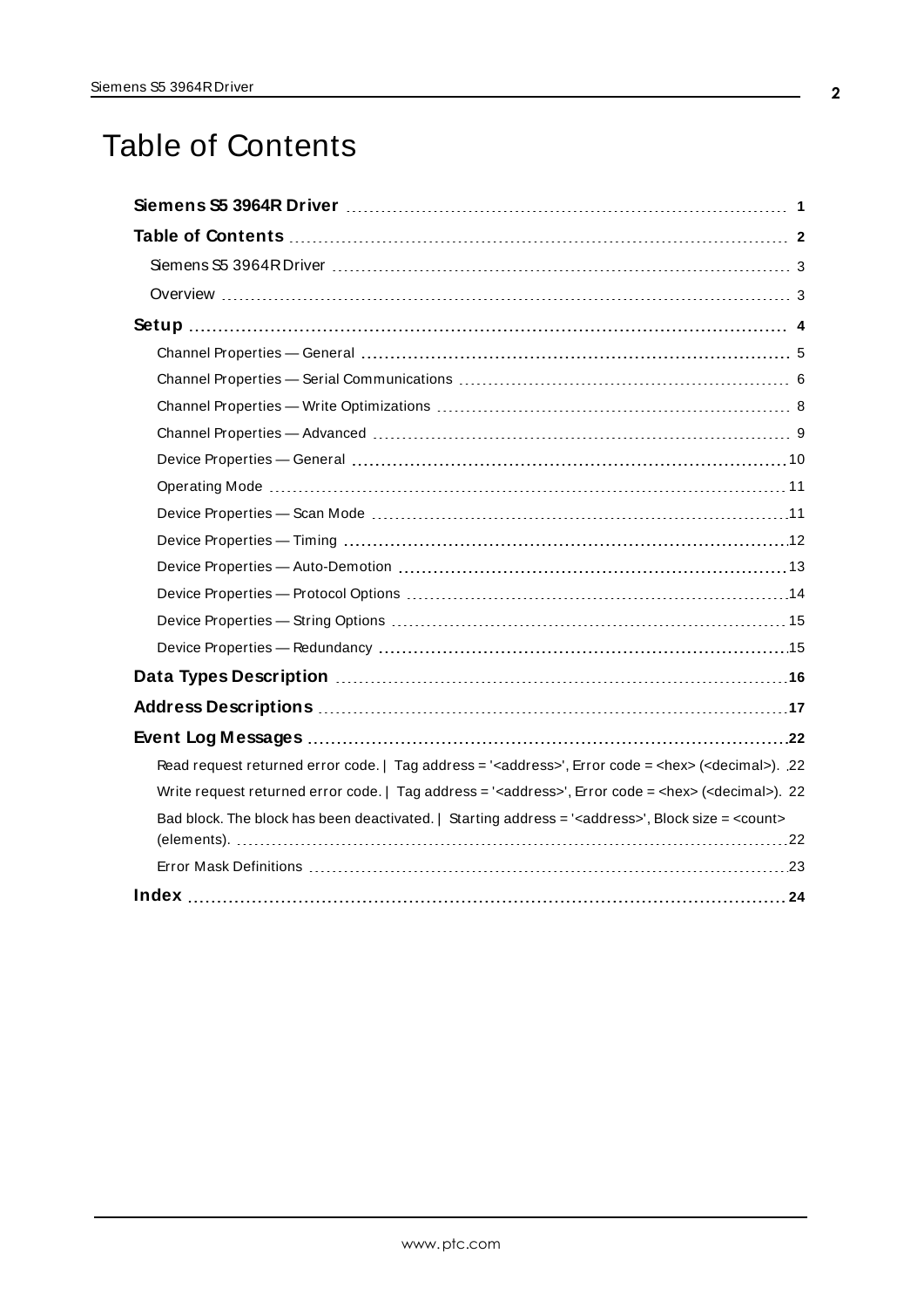# Table of Contents

**Siemens S5 3964R Driver** 1

**Table of Contents** 2

Siemens S5 3964R Driver 3

Overview 3

**Setup** 4

- Channel Properties — General 5
- Channel Properties — Serial Communications 6
- Channel Properties — Write Optimizations 8
- Channel Properties — Advanced 9
- Device Properties — General 10
- Operating Mode 11
- Device Properties — Scan Mode 11
- Device Properties — Timing 12
- Device Properties — Auto-Demotion 13
- Device Properties — Protocol Options 14
- Device Properties — String Options 15
- Device Properties — Redundancy 15

**Data Types Description** 16

**Address Descriptions** 17

**Event Log Messages** 22

- Read request returned error code. | Tag address = '<address>', Error code = <hex> (<decimal>). 22
- Write request returned error code. | Tag address = '<address>', Error code = <hex> (<decimal>). 22
- Bad block. The block has been deactivated. | Starting address = '<address>', Block size = <count> (elements). 22
- Error Mask Definitions 23

**Index** 24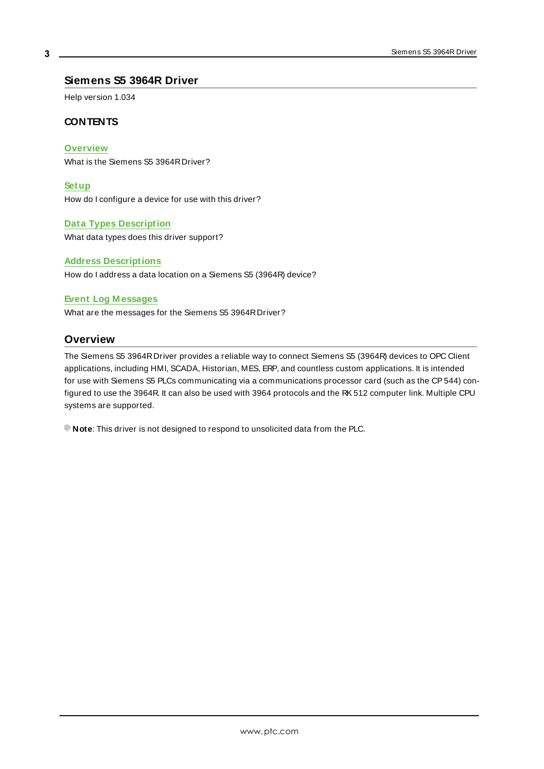# Siemens S5 3964R Driver

Help version 1.034

## CONTENTS

**Overview**
What is the Siemens S5 3964R Driver?

**Setup**
How do I configure a device for use with this driver?

**Data Types Description**
What data types does this driver support?

**Address Descriptions**
How do I address a data location on a Siemens S5 (3964R) device?

**Event Log Messages**
What are the messages for the Siemens S5 3964R Driver?

## Overview

The Siemens S5 3964R Driver provides a reliable way to connect Siemens S5 (3964R) devices to OPC Client applications, including HMI, SCADA, Historian, MES, ERP, and countless custom applications. It is intended for use with Siemens S5 PLCs communicating via a communications processor card (such as the CP 544) configured to use the 3964R. It can also be used with 3964 protocols and the RK 512 computer link. Multiple CPU systems are supported.

**Note**: This driver is not designed to respond to unsolicited data from the PLC.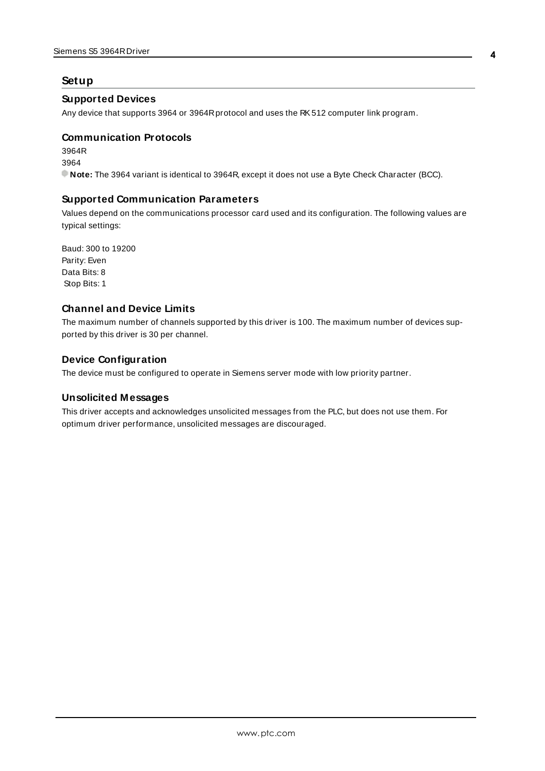# Setup

## Supported Devices

Any device that supports 3964 or 3964R protocol and uses the RK512 computer link program.

## Communication Protocols

3964R
3964

**Note:** The 3964 variant is identical to 3964R, except it does not use a Byte Check Character (BCC).

## Supported Communication Parameters

Values depend on the communications processor card used and its configuration. The following values are typical settings:

Baud: 300 to 19200
Parity: Even
Data Bits: 8
Stop Bits: 1

## Channel and Device Limits

The maximum number of channels supported by this driver is 100. The maximum number of devices supported by this driver is 30 per channel.

## Device Configuration

The device must be configured to operate in Siemens server mode with low priority partner.

## Unsolicited Messages

This driver accepts and acknowledges unsolicited messages from the PLC, but does not use them. For optimum driver performance, unsolicited messages are discouraged.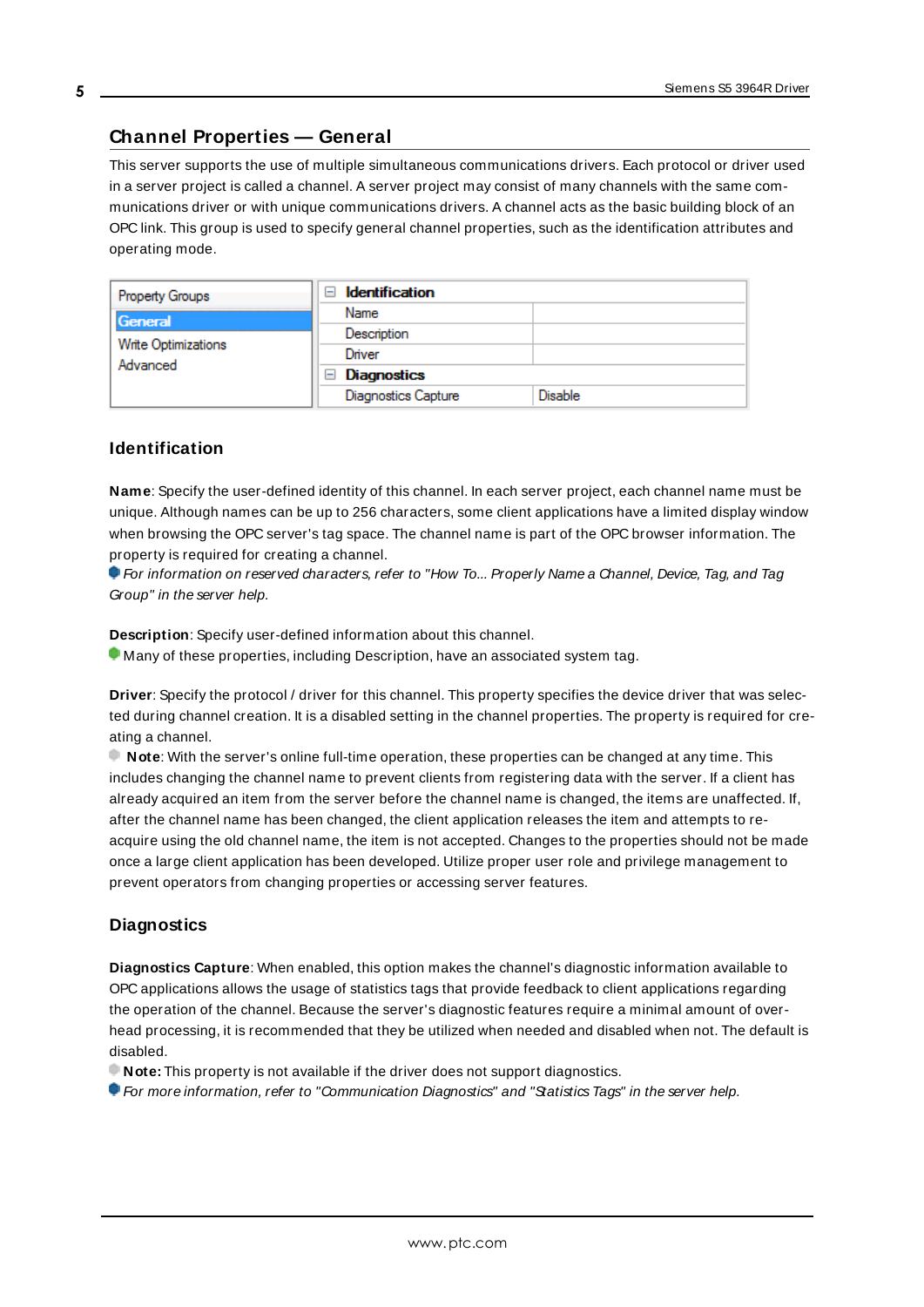## Channel Properties — General

This server supports the use of multiple simultaneous communications drivers. Each protocol or driver used in a server project is called a channel. A server project may consist of many channels with the same communications driver or with unique communications drivers. A channel acts as the basic building block of an OPC link. This group is used to specify general channel properties, such as the identification attributes and operating mode.

| Property Groups | Identification | |
|---|---|---|
| General | Name | |
| Write Optimizations | Description | |
| Advanced | Driver | |
| | Diagnostics | |
| | Diagnostics Capture | Disable |

### Identification

**Name**: Specify the user-defined identity of this channel. In each server project, each channel name must be unique. Although names can be up to 256 characters, some client applications have a limited display window when browsing the OPC server's tag space. The channel name is part of the OPC browser information. The property is required for creating a channel.

*For information on reserved characters, refer to "How To... Properly Name a Channel, Device, Tag, and Tag Group" in the server help.*

**Description**: Specify user-defined information about this channel.

Many of these properties, including Description, have an associated system tag.

**Driver**: Specify the protocol / driver for this channel. This property specifies the device driver that was selected during channel creation. It is a disabled setting in the channel properties. The property is required for creating a channel.

**Note**: With the server's online full-time operation, these properties can be changed at any time. This includes changing the channel name to prevent clients from registering data with the server. If a client has already acquired an item from the server before the channel name is changed, the items are unaffected. If, after the channel name has been changed, the client application releases the item and attempts to re-acquire using the old channel name, the item is not accepted. Changes to the properties should not be made once a large client application has been developed. Utilize proper user role and privilege management to prevent operators from changing properties or accessing server features.

### Diagnostics

**Diagnostics Capture**: When enabled, this option makes the channel's diagnostic information available to OPC applications allows the usage of statistics tags that provide feedback to client applications regarding the operation of the channel. Because the server's diagnostic features require a minimal amount of overhead processing, it is recommended that they be utilized when needed and disabled when not. The default is disabled.

**Note:** This property is not available if the driver does not support diagnostics.

*For more information, refer to "Communication Diagnostics" and "Statistics Tags" in the server help.*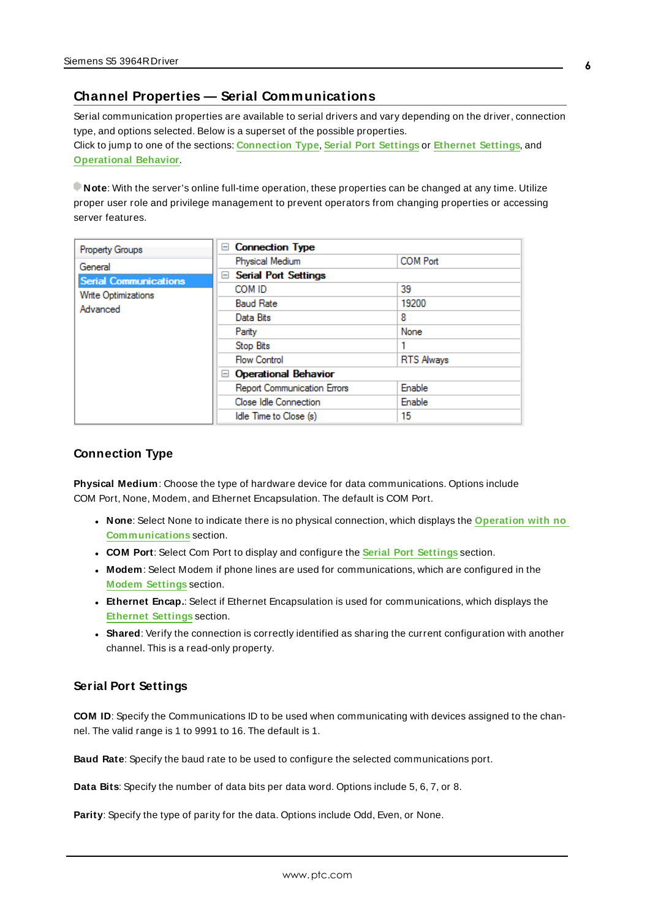## Channel Properties — Serial Communications

Serial communication properties are available to serial drivers and vary depending on the driver, connection type, and options selected. Below is a superset of the possible properties.
Click to jump to one of the sections: Connection Type, Serial Port Settings or Ethernet Settings, and Operational Behavior.

**Note**: With the server's online full-time operation, these properties can be changed at any time. Utilize proper user role and privilege management to prevent operators from changing properties or accessing server features.

| Property Groups | | |
|---|---|---|
| General | **Connection Type** | |
| **Serial Communications** | Physical Medium | COM Port |
| Write Optimizations | **Serial Port Settings** | |
| Advanced | COM ID | 39 |
| | Baud Rate | 19200 |
| | Data Bits | 8 |
| | Parity | None |
| | Stop Bits | 1 |
| | Flow Control | RTS Always |
| | **Operational Behavior** | |
| | Report Communication Errors | Enable |
| | Close Idle Connection | Enable |
| | Idle Time to Close (s) | 15 |

### Connection Type

**Physical Medium**: Choose the type of hardware device for data communications. Options include COM Port, None, Modem, and Ethernet Encapsulation. The default is COM Port.

- **None**: Select None to indicate there is no physical connection, which displays the Operation with no Communications section.
- **COM Port**: Select Com Port to display and configure the Serial Port Settings section.
- **Modem**: Select Modem if phone lines are used for communications, which are configured in the Modem Settings section.
- **Ethernet Encap.**: Select if Ethernet Encapsulation is used for communications, which displays the Ethernet Settings section.
- **Shared**: Verify the connection is correctly identified as sharing the current configuration with another channel. This is a read-only property.

### Serial Port Settings

**COM ID**: Specify the Communications ID to be used when communicating with devices assigned to the channel. The valid range is 1 to 9991 to 16. The default is 1.

**Baud Rate**: Specify the baud rate to be used to configure the selected communications port.

**Data Bits**: Specify the number of data bits per data word. Options include 5, 6, 7, or 8.

**Parity**: Specify the type of parity for the data. Options include Odd, Even, or None.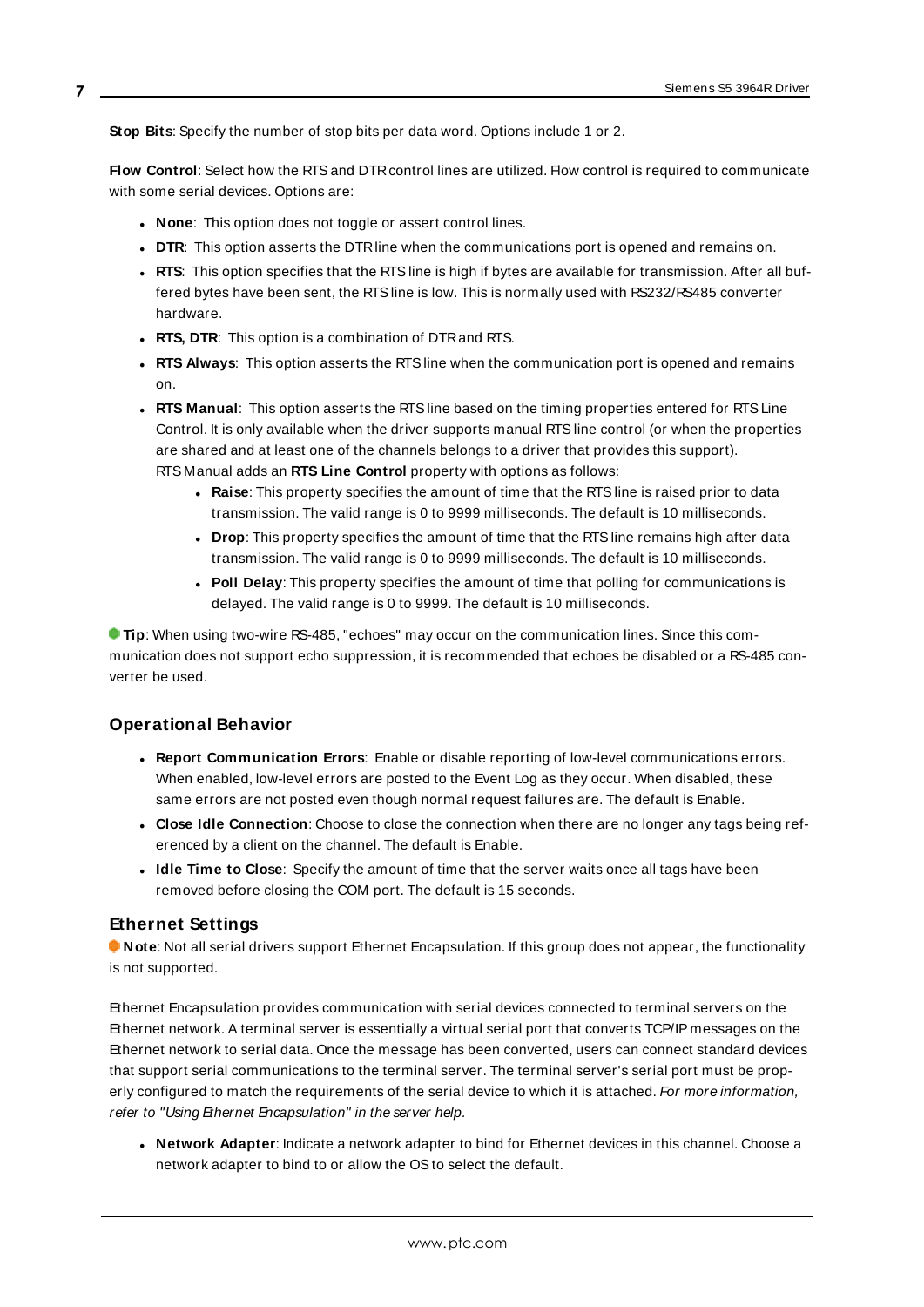**Stop Bits**: Specify the number of stop bits per data word. Options include 1 or 2.

**Flow Control**: Select how the RTS and DTR control lines are utilized. Flow control is required to communicate with some serial devices. Options are:

- **None**: This option does not toggle or assert control lines.
- **DTR**: This option asserts the DTR line when the communications port is opened and remains on.
- **RTS**: This option specifies that the RTS line is high if bytes are available for transmission. After all buffered bytes have been sent, the RTS line is low. This is normally used with RS232/RS485 converter hardware.
- **RTS, DTR**: This option is a combination of DTR and RTS.
- **RTS Always**: This option asserts the RTS line when the communication port is opened and remains on.
- **RTS Manual**: This option asserts the RTS line based on the timing properties entered for RTS Line Control. It is only available when the driver supports manual RTS line control (or when the properties are shared and at least one of the channels belongs to a driver that provides this support). RTS Manual adds an **RTS Line Control** property with options as follows:
  - **Raise**: This property specifies the amount of time that the RTS line is raised prior to data transmission. The valid range is 0 to 9999 milliseconds. The default is 10 milliseconds.
  - **Drop**: This property specifies the amount of time that the RTS line remains high after data transmission. The valid range is 0 to 9999 milliseconds. The default is 10 milliseconds.
  - **Poll Delay**: This property specifies the amount of time that polling for communications is delayed. The valid range is 0 to 9999. The default is 10 milliseconds.

**Tip**: When using two-wire RS-485, "echoes" may occur on the communication lines. Since this communication does not support echo suppression, it is recommended that echoes be disabled or a RS-485 converter be used.

## Operational Behavior

- **Report Communication Errors**: Enable or disable reporting of low-level communications errors. When enabled, low-level errors are posted to the Event Log as they occur. When disabled, these same errors are not posted even though normal request failures are. The default is Enable.
- **Close Idle Connection**: Choose to close the connection when there are no longer any tags being referenced by a client on the channel. The default is Enable.
- **Idle Time to Close**: Specify the amount of time that the server waits once all tags have been removed before closing the COM port. The default is 15 seconds.

## Ethernet Settings

**Note**: Not all serial drivers support Ethernet Encapsulation. If this group does not appear, the functionality is not supported.

Ethernet Encapsulation provides communication with serial devices connected to terminal servers on the Ethernet network. A terminal server is essentially a virtual serial port that converts TCP/IP messages on the Ethernet network to serial data. Once the message has been converted, users can connect standard devices that support serial communications to the terminal server. The terminal server's serial port must be properly configured to match the requirements of the serial device to which it is attached. *For more information, refer to "Using Ethernet Encapsulation" in the server help.*

- **Network Adapter**: Indicate a network adapter to bind for Ethernet devices in this channel. Choose a network adapter to bind to or allow the OS to select the default.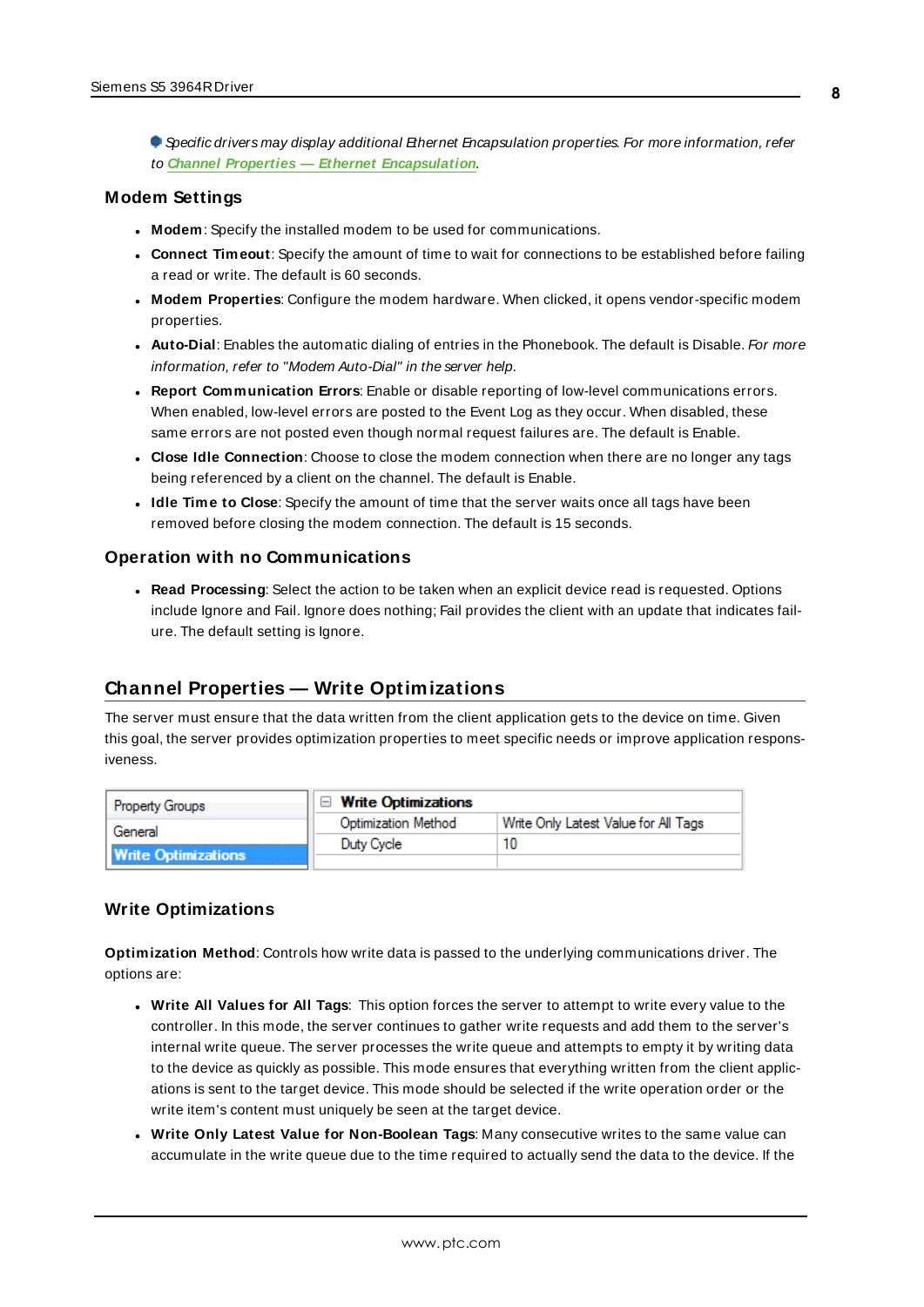*Specific drivers may display additional Ethernet Encapsulation properties. For more information, refer to* ***Channel Properties — Ethernet Encapsulation****.*

### Modem Settings

- **Modem**: Specify the installed modem to be used for communications.
- **Connect Timeout**: Specify the amount of time to wait for connections to be established before failing a read or write. The default is 60 seconds.
- **Modem Properties**: Configure the modem hardware. When clicked, it opens vendor-specific modem properties.
- **Auto-Dial**: Enables the automatic dialing of entries in the Phonebook. The default is Disable. *For more information, refer to "Modem Auto-Dial" in the server help.*
- **Report Communication Errors**: Enable or disable reporting of low-level communications errors. When enabled, low-level errors are posted to the Event Log as they occur. When disabled, these same errors are not posted even though normal request failures are. The default is Enable.
- **Close Idle Connection**: Choose to close the modem connection when there are no longer any tags being referenced by a client on the channel. The default is Enable.
- **Idle Time to Close**: Specify the amount of time that the server waits once all tags have been removed before closing the modem connection. The default is 15 seconds.

### Operation with no Communications

- **Read Processing**: Select the action to be taken when an explicit device read is requested. Options include Ignore and Fail. Ignore does nothing; Fail provides the client with an update that indicates failure. The default setting is Ignore.

## Channel Properties — Write Optimizations

The server must ensure that the data written from the client application gets to the device on time. Given this goal, the server provides optimization properties to meet specific needs or improve application responsiveness.

| Property Groups | Write Optimizations | |
|---|---|---|
| General | Optimization Method | Write Only Latest Value for All Tags |
| **Write Optimizations** | Duty Cycle | 10 |

### Write Optimizations

**Optimization Method**: Controls how write data is passed to the underlying communications driver. The options are:

- **Write All Values for All Tags**: This option forces the server to attempt to write every value to the controller. In this mode, the server continues to gather write requests and add them to the server's internal write queue. The server processes the write queue and attempts to empty it by writing data to the device as quickly as possible. This mode ensures that everything written from the client applications is sent to the target device. This mode should be selected if the write operation order or the write item's content must uniquely be seen at the target device.
- **Write Only Latest Value for Non-Boolean Tags**: Many consecutive writes to the same value can accumulate in the write queue due to the time required to actually send the data to the device. If the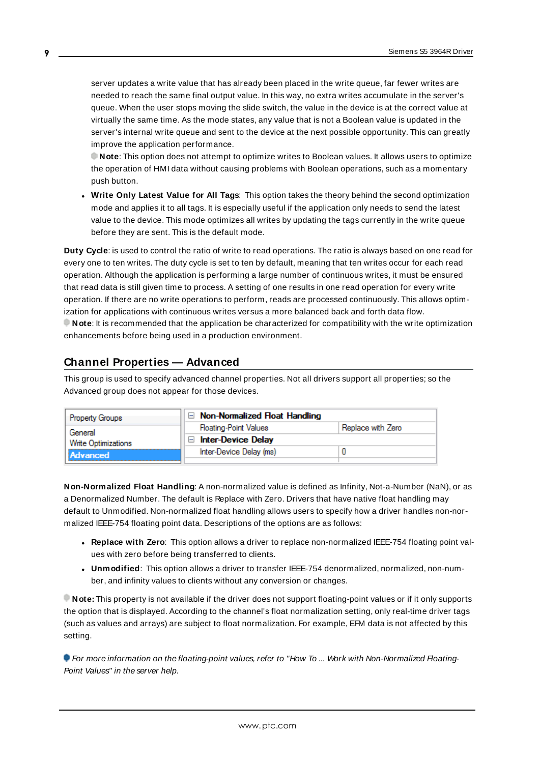server updates a write value that has already been placed in the write queue, far fewer writes are needed to reach the same final output value. In this way, no extra writes accumulate in the server's queue. When the user stops moving the slide switch, the value in the device is at the correct value at virtually the same time. As the mode states, any value that is not a Boolean value is updated in the server's internal write queue and sent to the device at the next possible opportunity. This can greatly improve the application performance.

**Note**: This option does not attempt to optimize writes to Boolean values. It allows users to optimize the operation of HMI data without causing problems with Boolean operations, such as a momentary push button.

- **Write Only Latest Value for All Tags**: This option takes the theory behind the second optimization mode and applies it to all tags. It is especially useful if the application only needs to send the latest value to the device. This mode optimizes all writes by updating the tags currently in the write queue before they are sent. This is the default mode.

**Duty Cycle**: is used to control the ratio of write to read operations. The ratio is always based on one read for every one to ten writes. The duty cycle is set to ten by default, meaning that ten writes occur for each read operation. Although the application is performing a large number of continuous writes, it must be ensured that read data is still given time to process. A setting of one results in one read operation for every write operation. If there are no write operations to perform, reads are processed continuously. This allows optimization for applications with continuous writes versus a more balanced back and forth data flow.

**Note**: It is recommended that the application be characterized for compatibility with the write optimization enhancements before being used in a production environment.

## Channel Properties — Advanced

This group is used to specify advanced channel properties. Not all drivers support all properties; so the Advanced group does not appear for those devices.

| Property Groups | Property | Value |
|---|---|---|
| General | **Non-Normalized Float Handling** | |
| Write Optimizations | Floating-Point Values | Replace with Zero |
| **Advanced** | **Inter-Device Delay** | |
| | Inter-Device Delay (ms) | 0 |

**Non-Normalized Float Handling**: A non-normalized value is defined as Infinity, Not-a-Number (NaN), or as a Denormalized Number. The default is Replace with Zero. Drivers that have native float handling may default to Unmodified. Non-normalized float handling allows users to specify how a driver handles non-normalized IEEE-754 floating point data. Descriptions of the options are as follows:

- **Replace with Zero**: This option allows a driver to replace non-normalized IEEE-754 floating point values with zero before being transferred to clients.
- **Unmodified**: This option allows a driver to transfer IEEE-754 denormalized, normalized, non-number, and infinity values to clients without any conversion or changes.

**Note:** This property is not available if the driver does not support floating-point values or if it only supports the option that is displayed. According to the channel's float normalization setting, only real-time driver tags (such as values and arrays) are subject to float normalization. For example, EFM data is not affected by this setting.

*For more information on the floating-point values, refer to "How To ... Work with Non-Normalized Floating-Point Values" in the server help.*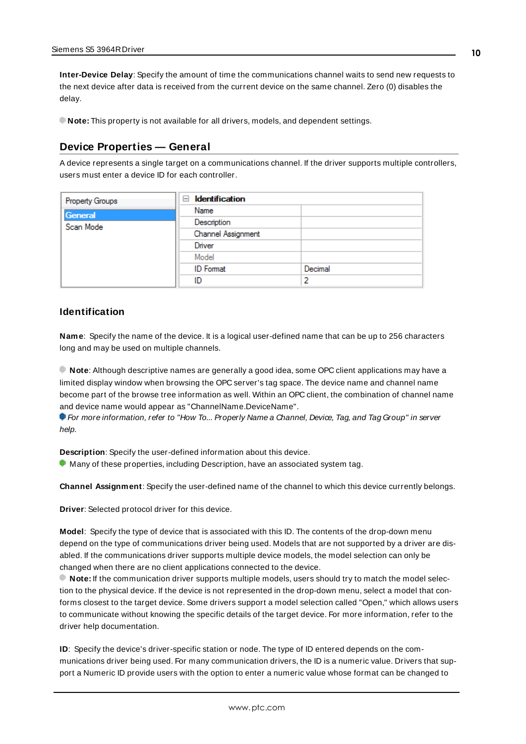**Inter-Device Delay**: Specify the amount of time the communications channel waits to send new requests to the next device after data is received from the current device on the same channel. Zero (0) disables the delay.

**Note:** This property is not available for all drivers, models, and dependent settings.

## Device Properties — General

A device represents a single target on a communications channel. If the driver supports multiple controllers, users must enter a device ID for each controller.

| Property Groups | Identification | |
| --- | --- | --- |
| General | Name | |
| Scan Mode | Description | |
| | Channel Assignment | |
| | Driver | |
| | Model | |
| | ID Format | Decimal |
| | ID | 2 |

### Identification

**Name**: Specify the name of the device. It is a logical user-defined name that can be up to 256 characters long and may be used on multiple channels.

**Note**: Although descriptive names are generally a good idea, some OPC client applications may have a limited display window when browsing the OPC server's tag space. The device name and channel name become part of the browse tree information as well. Within an OPC client, the combination of channel name and device name would appear as "ChannelName.DeviceName".

*For more information, refer to "How To... Properly Name a Channel, Device, Tag, and Tag Group" in server help.*

**Description**: Specify the user-defined information about this device.

Many of these properties, including Description, have an associated system tag.

**Channel Assignment**: Specify the user-defined name of the channel to which this device currently belongs.

**Driver**: Selected protocol driver for this device.

**Model**: Specify the type of device that is associated with this ID. The contents of the drop-down menu depend on the type of communications driver being used. Models that are not supported by a driver are disabled. If the communications driver supports multiple device models, the model selection can only be changed when there are no client applications connected to the device.

**Note:** If the communication driver supports multiple models, users should try to match the model selection to the physical device. If the device is not represented in the drop-down menu, select a model that conforms closest to the target device. Some drivers support a model selection called "Open," which allows users to communicate without knowing the specific details of the target device. For more information, refer to the driver help documentation.

**ID**: Specify the device's driver-specific station or node. The type of ID entered depends on the communications driver being used. For many communication drivers, the ID is a numeric value. Drivers that support a Numeric ID provide users with the option to enter a numeric value whose format can be changed to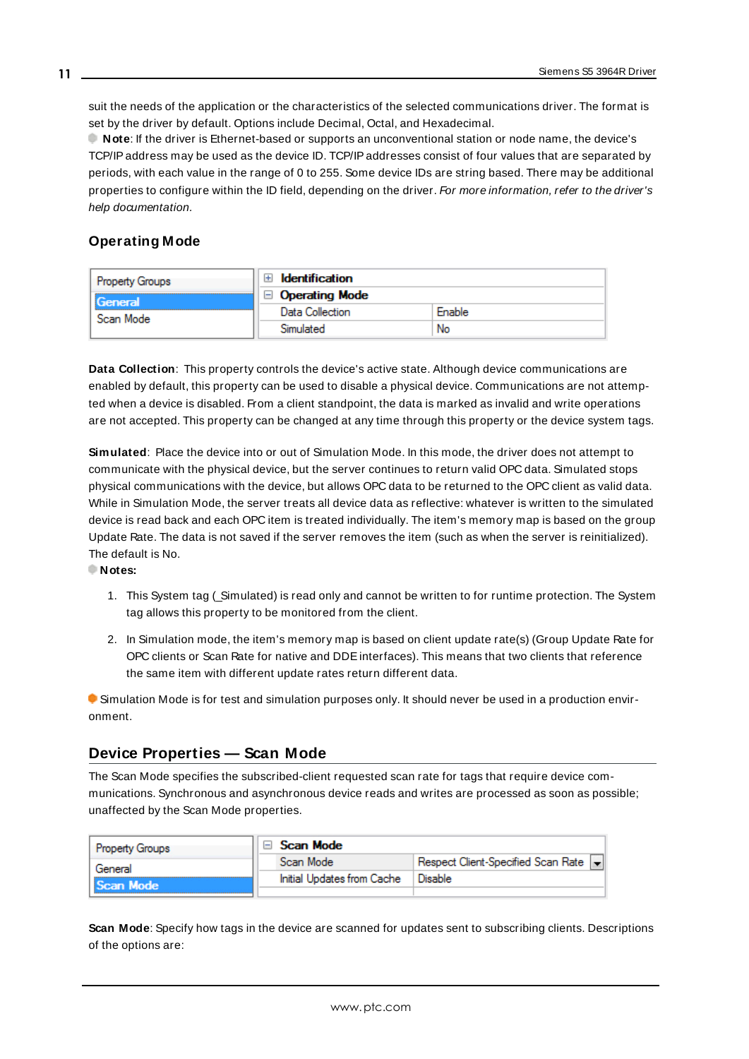suit the needs of the application or the characteristics of the selected communications driver. The format is set by the driver by default. Options include Decimal, Octal, and Hexadecimal.

**Note**: If the driver is Ethernet-based or supports an unconventional station or node name, the device's TCP/IP address may be used as the device ID. TCP/IP addresses consist of four values that are separated by periods, with each value in the range of 0 to 255. Some device IDs are string based. There may be additional properties to configure within the ID field, depending on the driver. *For more information, refer to the driver's help documentation.*

### Operating Mode

| Property Groups | | |
|---|---|---|
| **General** | ⊞ **Identification** | |
| Scan Mode | ⊟ **Operating Mode** | |
| | Data Collection | Enable |
| | Simulated | No |

**Data Collection**: This property controls the device's active state. Although device communications are enabled by default, this property can be used to disable a physical device. Communications are not attempted when a device is disabled. From a client standpoint, the data is marked as invalid and write operations are not accepted. This property can be changed at any time through this property or the device system tags.

**Simulated**: Place the device into or out of Simulation Mode. In this mode, the driver does not attempt to communicate with the physical device, but the server continues to return valid OPC data. Simulated stops physical communications with the device, but allows OPC data to be returned to the OPC client as valid data. While in Simulation Mode, the server treats all device data as reflective: whatever is written to the simulated device is read back and each OPC item is treated individually. The item's memory map is based on the group Update Rate. The data is not saved if the server removes the item (such as when the server is reinitialized). The default is No.

**Notes:**

1. This System tag (_Simulated) is read only and cannot be written to for runtime protection. The System tag allows this property to be monitored from the client.
2. In Simulation mode, the item's memory map is based on client update rate(s) (Group Update Rate for OPC clients or Scan Rate for native and DDE interfaces). This means that two clients that reference the same item with different update rates return different data.

Simulation Mode is for test and simulation purposes only. It should never be used in a production environment.

## Device Properties — Scan Mode

The Scan Mode specifies the subscribed-client requested scan rate for tags that require device communications. Synchronous and asynchronous device reads and writes are processed as soon as possible; unaffected by the Scan Mode properties.

| Property Groups | | |
|---|---|---|
| General | ⊟ **Scan Mode** | |
| **Scan Mode** | Scan Mode | Respect Client-Specified Scan Rate |
| | Initial Updates from Cache | Disable |

**Scan Mode**: Specify how tags in the device are scanned for updates sent to subscribing clients. Descriptions of the options are: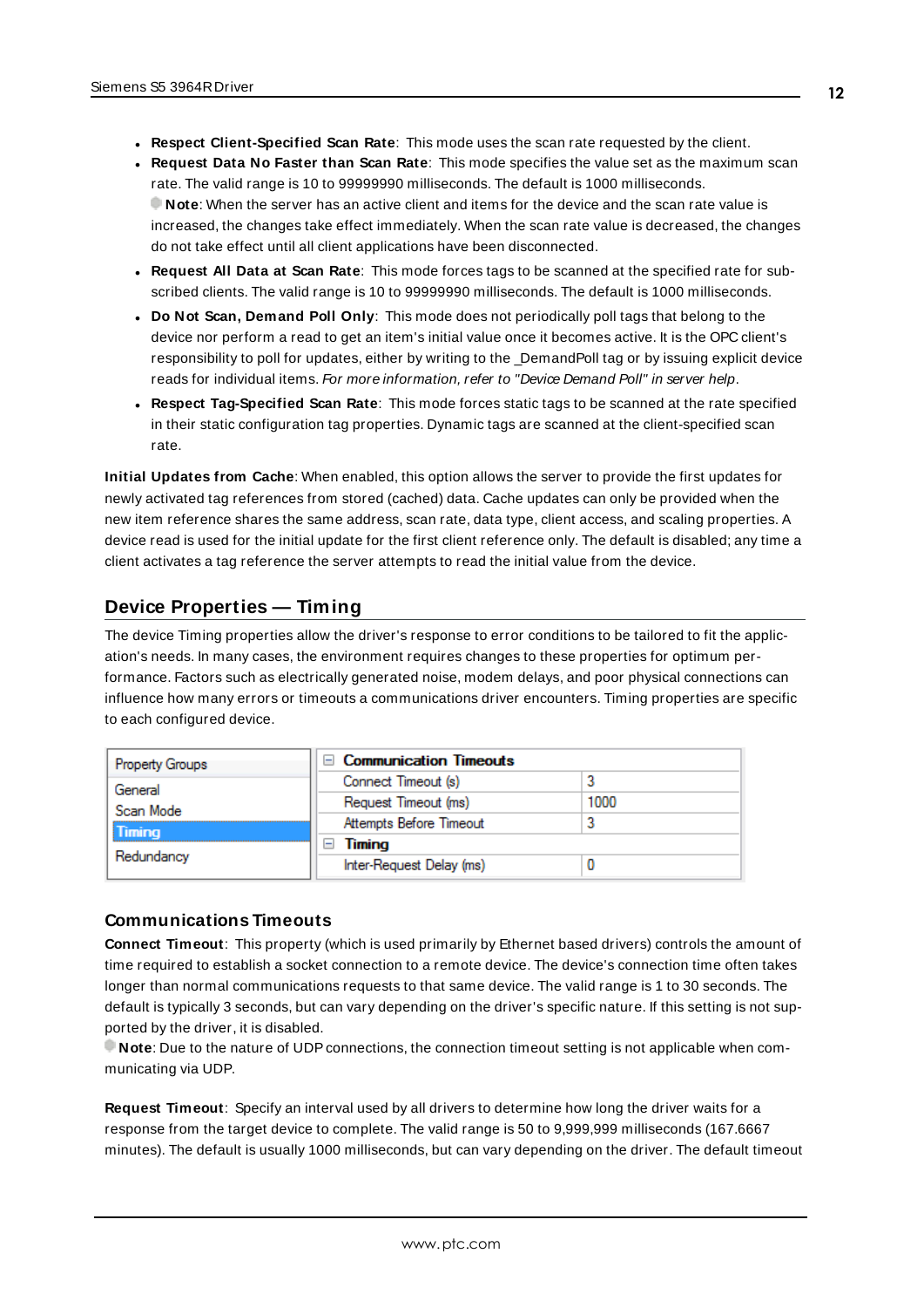- **Respect Client-Specified Scan Rate**: This mode uses the scan rate requested by the client.
- **Request Data No Faster than Scan Rate**: This mode specifies the value set as the maximum scan rate. The valid range is 10 to 99999990 milliseconds. The default is 1000 milliseconds.
  **Note**: When the server has an active client and items for the device and the scan rate value is increased, the changes take effect immediately. When the scan rate value is decreased, the changes do not take effect until all client applications have been disconnected.
- **Request All Data at Scan Rate**: This mode forces tags to be scanned at the specified rate for subscribed clients. The valid range is 10 to 99999990 milliseconds. The default is 1000 milliseconds.
- **Do Not Scan, Demand Poll Only**: This mode does not periodically poll tags that belong to the device nor perform a read to get an item's initial value once it becomes active. It is the OPC client's responsibility to poll for updates, either by writing to the _DemandPoll tag or by issuing explicit device reads for individual items. *For more information, refer to "Device Demand Poll" in server help*.
- **Respect Tag-Specified Scan Rate**: This mode forces static tags to be scanned at the rate specified in their static configuration tag properties. Dynamic tags are scanned at the client-specified scan rate.

**Initial Updates from Cache**: When enabled, this option allows the server to provide the first updates for newly activated tag references from stored (cached) data. Cache updates can only be provided when the new item reference shares the same address, scan rate, data type, client access, and scaling properties. A device read is used for the initial update for the first client reference only. The default is disabled; any time a client activates a tag reference the server attempts to read the initial value from the device.

## Device Properties — Timing

The device Timing properties allow the driver's response to error conditions to be tailored to fit the application's needs. In many cases, the environment requires changes to these properties for optimum performance. Factors such as electrically generated noise, modem delays, and poor physical connections can influence how many errors or timeouts a communications driver encounters. Timing properties are specific to each configured device.

| Property Groups | Property | Value |
|---|---|---|
| General | **Communication Timeouts** | |
| Scan Mode | Connect Timeout (s) | 3 |
| **Timing** | Request Timeout (ms) | 1000 |
| Redundancy | Attempts Before Timeout | 3 |
| | **Timing** | |
| | Inter-Request Delay (ms) | 0 |

### Communications Timeouts

**Connect Timeout**: This property (which is used primarily by Ethernet based drivers) controls the amount of time required to establish a socket connection to a remote device. The device's connection time often takes longer than normal communications requests to that same device. The valid range is 1 to 30 seconds. The default is typically 3 seconds, but can vary depending on the driver's specific nature. If this setting is not supported by the driver, it is disabled.
**Note**: Due to the nature of UDP connections, the connection timeout setting is not applicable when communicating via UDP.

**Request Timeout**: Specify an interval used by all drivers to determine how long the driver waits for a response from the target device to complete. The valid range is 50 to 9,999,999 milliseconds (167.6667 minutes). The default is usually 1000 milliseconds, but can vary depending on the driver. The default timeout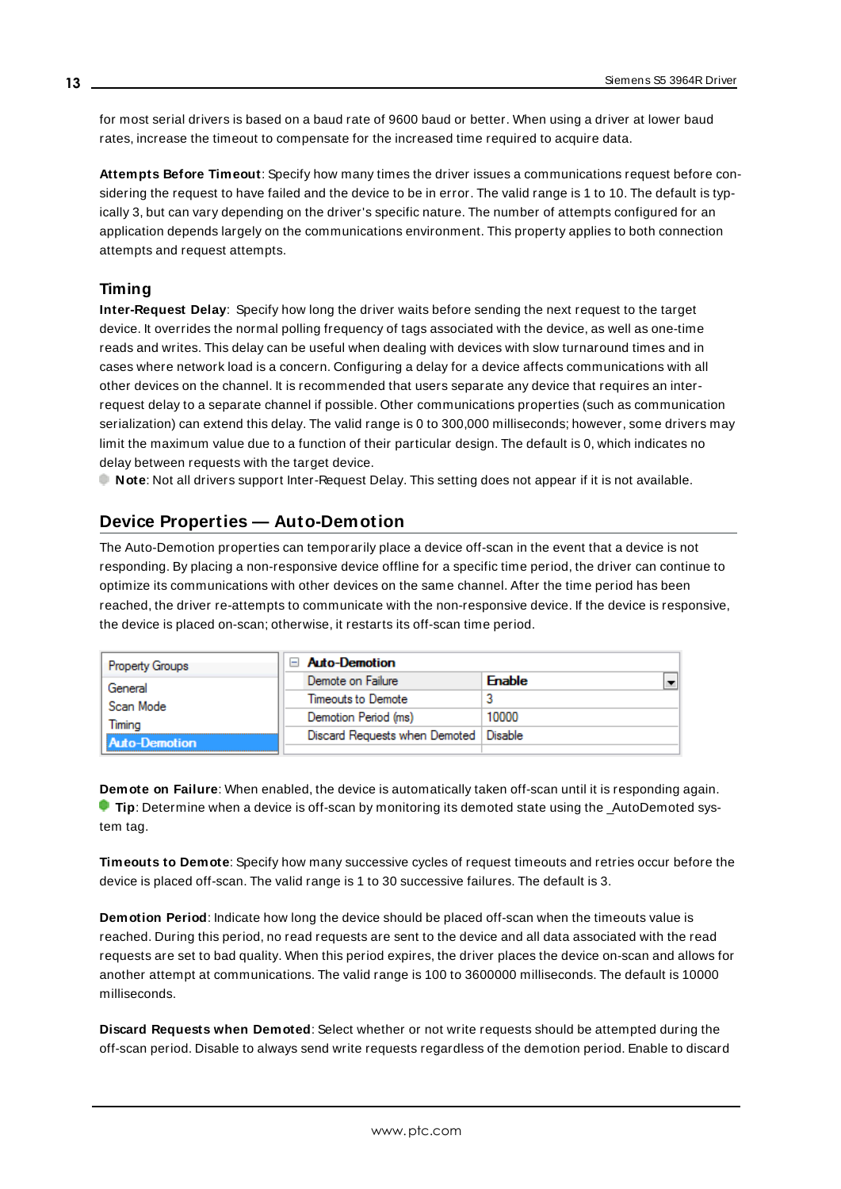for most serial drivers is based on a baud rate of 9600 baud or better. When using a driver at lower baud rates, increase the timeout to compensate for the increased time required to acquire data.

**Attempts Before Timeout**: Specify how many times the driver issues a communications request before considering the request to have failed and the device to be in error. The valid range is 1 to 10. The default is typically 3, but can vary depending on the driver's specific nature. The number of attempts configured for an application depends largely on the communications environment. This property applies to both connection attempts and request attempts.

### Timing

**Inter-Request Delay**: Specify how long the driver waits before sending the next request to the target device. It overrides the normal polling frequency of tags associated with the device, as well as one-time reads and writes. This delay can be useful when dealing with devices with slow turnaround times and in cases where network load is a concern. Configuring a delay for a device affects communications with all other devices on the channel. It is recommended that users separate any device that requires an inter-request delay to a separate channel if possible. Other communications properties (such as communication serialization) can extend this delay. The valid range is 0 to 300,000 milliseconds; however, some drivers may limit the maximum value due to a function of their particular design. The default is 0, which indicates no delay between requests with the target device.

**Note**: Not all drivers support Inter-Request Delay. This setting does not appear if it is not available.

## Device Properties — Auto-Demotion

The Auto-Demotion properties can temporarily place a device off-scan in the event that a device is not responding. By placing a non-responsive device offline for a specific time period, the driver can continue to optimize its communications with other devices on the same channel. After the time period has been reached, the driver re-attempts to communicate with the non-responsive device. If the device is responsive, the device is placed on-scan; otherwise, it restarts its off-scan time period.

| Property Groups | Auto-Demotion | |
|---|---|---|
| General | Demote on Failure | Enable |
| Scan Mode | Timeouts to Demote | 3 |
| Timing | Demotion Period (ms) | 10000 |
| **Auto-Demotion** | Discard Requests when Demoted | Disable |

**Demote on Failure**: When enabled, the device is automatically taken off-scan until it is responding again.
**Tip**: Determine when a device is off-scan by monitoring its demoted state using the _AutoDemoted system tag.

**Timeouts to Demote**: Specify how many successive cycles of request timeouts and retries occur before the device is placed off-scan. The valid range is 1 to 30 successive failures. The default is 3.

**Demotion Period**: Indicate how long the device should be placed off-scan when the timeouts value is reached. During this period, no read requests are sent to the device and all data associated with the read requests are set to bad quality. When this period expires, the driver places the device on-scan and allows for another attempt at communications. The valid range is 100 to 3600000 milliseconds. The default is 10000 milliseconds.

**Discard Requests when Demoted**: Select whether or not write requests should be attempted during the off-scan period. Disable to always send write requests regardless of the demotion period. Enable to discard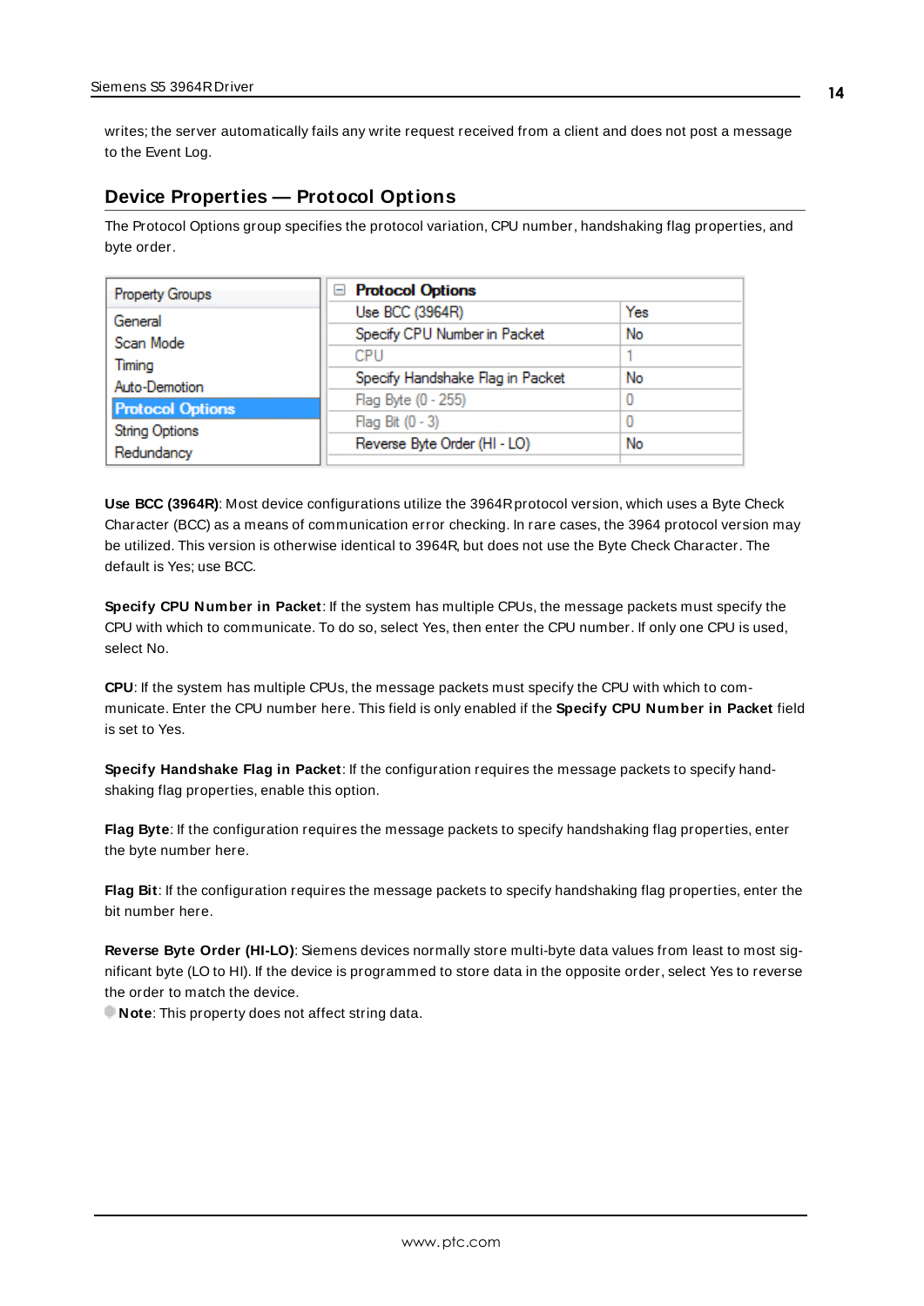writes; the server automatically fails any write request received from a client and does not post a message to the Event Log.

## Device Properties — Protocol Options

The Protocol Options group specifies the protocol variation, CPU number, handshaking flag properties, and byte order.

| Property Groups | Protocol Options | |
|---|---|---|
| General | Use BCC (3964R) | Yes |
| Scan Mode | Specify CPU Number in Packet | No |
| Timing | CPU | 1 |
| Auto-Demotion | Specify Handshake Flag in Packet | No |
| **Protocol Options** | Flag Byte (0 - 255) | 0 |
| String Options | Flag Bit (0 - 3) | 0 |
| Redundancy | Reverse Byte Order (HI - LO) | No |

**Use BCC (3964R)**: Most device configurations utilize the 3964R protocol version, which uses a Byte Check Character (BCC) as a means of communication error checking. In rare cases, the 3964 protocol version may be utilized. This version is otherwise identical to 3964R, but does not use the Byte Check Character. The default is Yes; use BCC.

**Specify CPU Number in Packet**: If the system has multiple CPUs, the message packets must specify the CPU with which to communicate. To do so, select Yes, then enter the CPU number. If only one CPU is used, select No.

**CPU**: If the system has multiple CPUs, the message packets must specify the CPU with which to communicate. Enter the CPU number here. This field is only enabled if the **Specify CPU Number in Packet** field is set to Yes.

**Specify Handshake Flag in Packet**: If the configuration requires the message packets to specify handshaking flag properties, enable this option.

**Flag Byte**: If the configuration requires the message packets to specify handshaking flag properties, enter the byte number here.

**Flag Bit**: If the configuration requires the message packets to specify handshaking flag properties, enter the bit number here.

**Reverse Byte Order (HI-LO)**: Siemens devices normally store multi-byte data values from least to most significant byte (LO to HI). If the device is programmed to store data in the opposite order, select Yes to reverse the order to match the device.

**Note**: This property does not affect string data.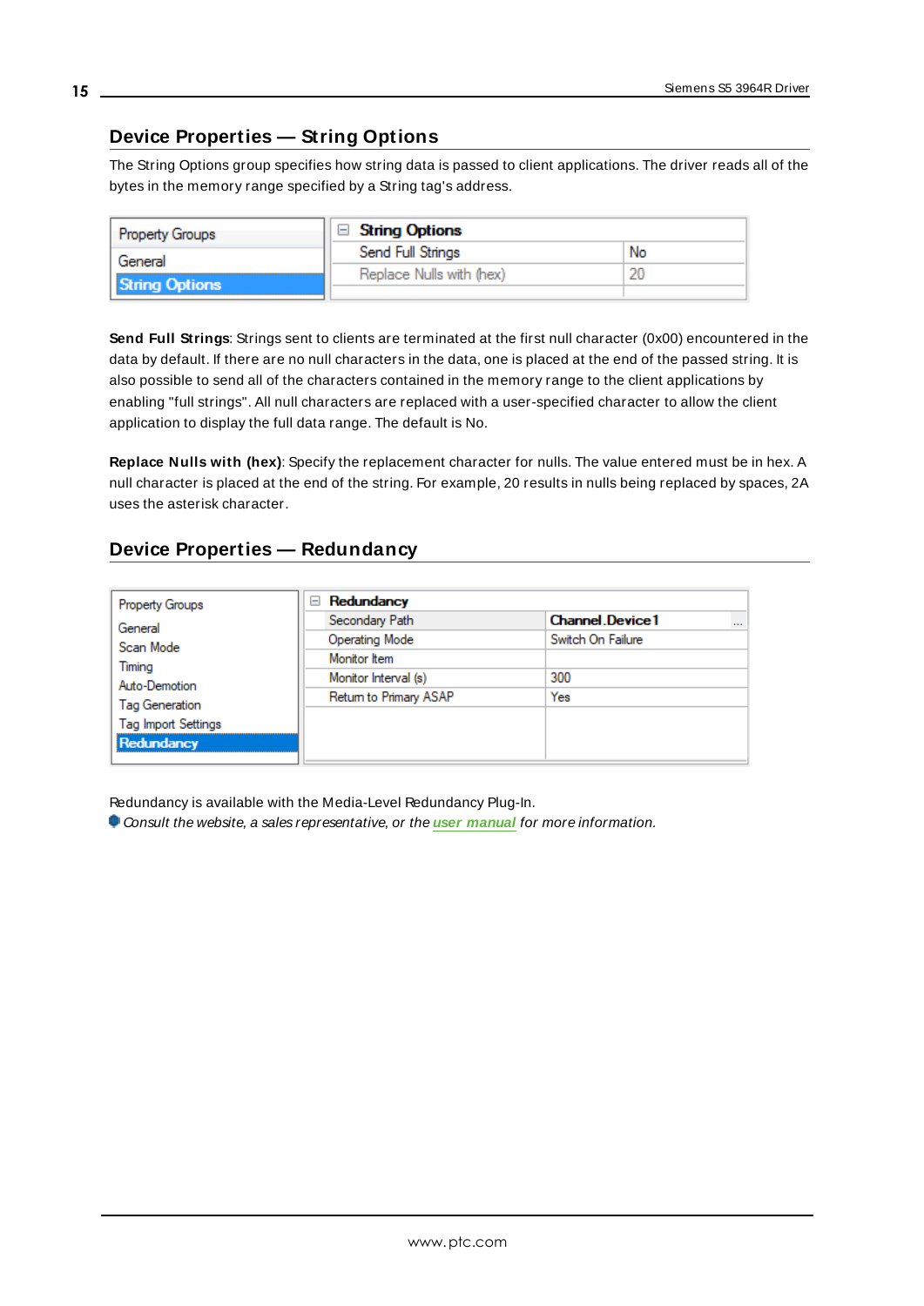## Device Properties — String Options

The String Options group specifies how string data is passed to client applications. The driver reads all of the bytes in the memory range specified by a String tag's address.

| Property Groups | String Options | |
|---|---|---|
| General | Send Full Strings | No |
| String Options | Replace Nulls with (hex) | 20 |

**Send Full Strings**: Strings sent to clients are terminated at the first null character (0x00) encountered in the data by default. If there are no null characters in the data, one is placed at the end of the passed string. It is also possible to send all of the characters contained in the memory range to the client applications by enabling "full strings". All null characters are replaced with a user-specified character to allow the client application to display the full data range. The default is No.

**Replace Nulls with (hex)**: Specify the replacement character for nulls. The value entered must be in hex. A null character is placed at the end of the string. For example, 20 results in nulls being replaced by spaces, 2A uses the asterisk character.

## Device Properties — Redundancy

| Property Groups | Redundancy | |
|---|---|---|
| General | Secondary Path | Channel.Device1 |
| Scan Mode | Operating Mode | Switch On Failure |
| Timing | Monitor Item | |
| Auto-Demotion | Monitor Interval (s) | 300 |
| Tag Generation | Return to Primary ASAP | Yes |
| Tag Import Settings | | |
| Redundancy | | |

Redundancy is available with the Media-Level Redundancy Plug-In.

*Consult the website, a sales representative, or the **user manual** for more information.*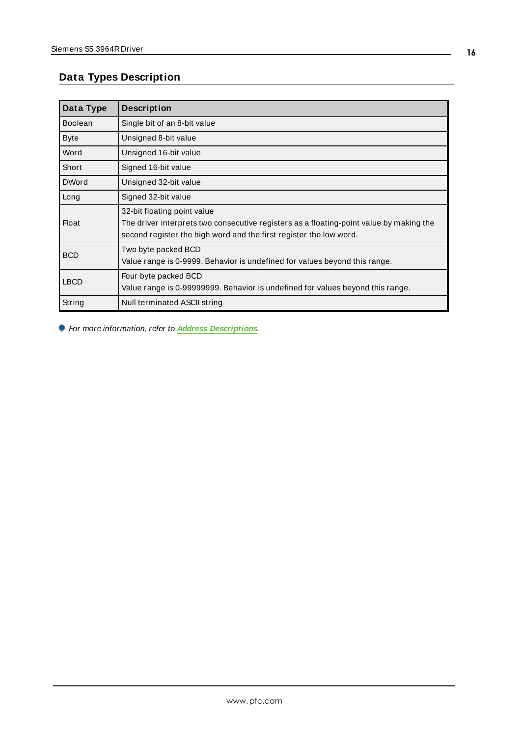## Data Types Description

| Data Type | Description |
|---|---|
| Boolean | Single bit of an 8-bit value |
| Byte | Unsigned 8-bit value |
| Word | Unsigned 16-bit value |
| Short | Signed 16-bit value |
| DWord | Unsigned 32-bit value |
| Long | Signed 32-bit value |
| Float | 32-bit floating point value<br>The driver interprets two consecutive registers as a floating-point value by making the second register the high word and the first register the low word. |
| BCD | Two byte packed BCD<br>Value range is 0-9999. Behavior is undefined for values beyond this range. |
| LBCD | Four byte packed BCD<br>Value range is 0-99999999. Behavior is undefined for values beyond this range. |
| String | Null terminated ASCII string |

*For more information, refer to* ***Address Descriptions****.*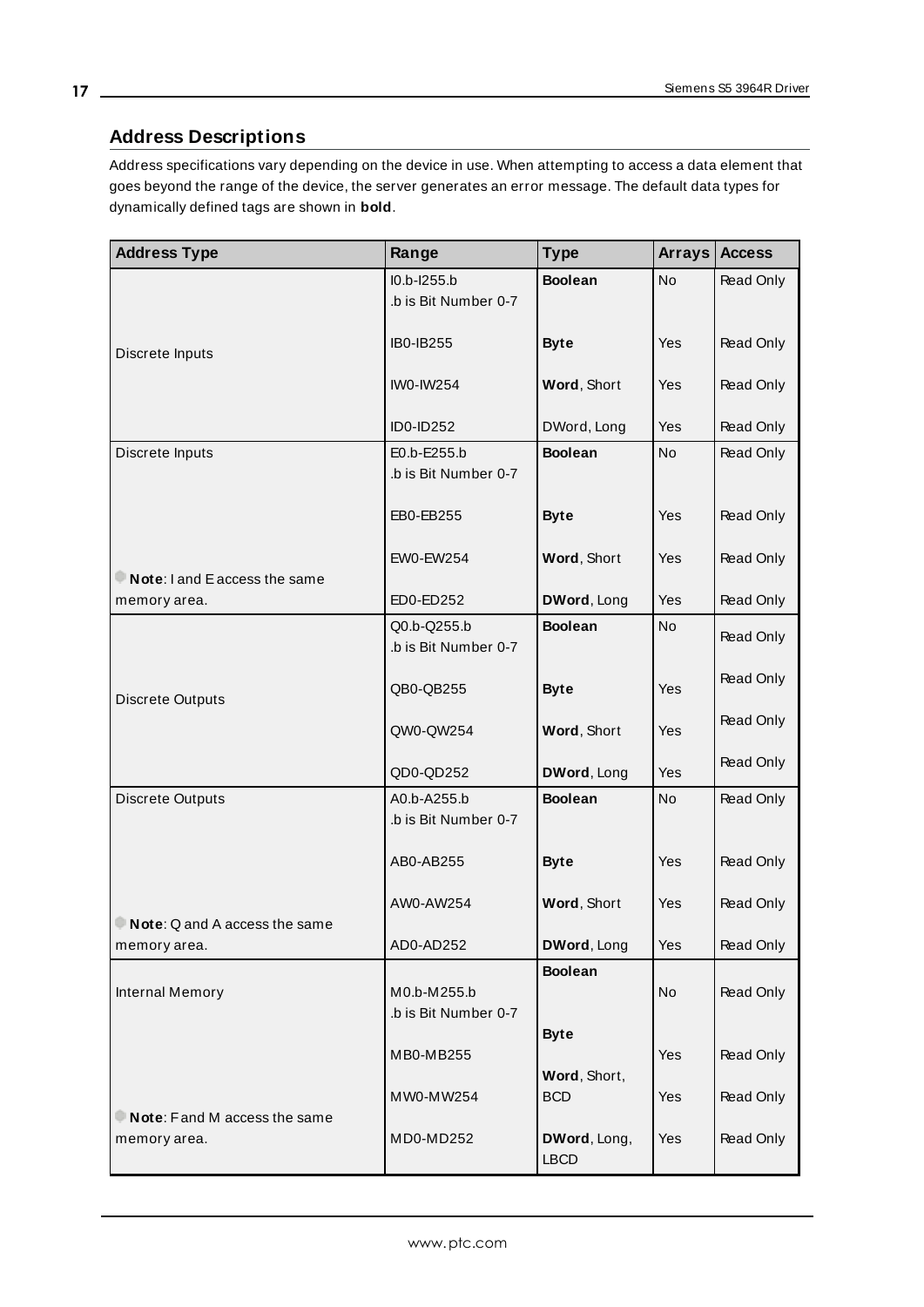## Address Descriptions

Address specifications vary depending on the device in use. When attempting to access a data element that goes beyond the range of the device, the server generates an error message. The default data types for dynamically defined tags are shown in **bold**.

| Address Type | Range | Type | Arrays | Access |
|---|---|---|---|---|
| Discrete Inputs | I0.b-I255.b<br>.b is Bit Number 0-7 | **Boolean** | No | Read Only |
| | IB0-IB255 | **Byte** | Yes | Read Only |
| | IW0-IW254 | **Word**, Short | Yes | Read Only |
| | ID0-ID252 | DWord, Long | Yes | Read Only |
| Discrete Inputs<br>**Note**: I and E access the same memory area. | E0.b-E255.b<br>.b is Bit Number 0-7 | **Boolean** | No | Read Only |
| | EB0-EB255 | **Byte** | Yes | Read Only |
| | EW0-EW254 | **Word**, Short | Yes | Read Only |
| | ED0-ED252 | **DWord**, Long | Yes | Read Only |
| Discrete Outputs | Q0.b-Q255.b<br>.b is Bit Number 0-7 | **Boolean** | No | Read Only |
| | QB0-QB255 | **Byte** | Yes | Read Only |
| | QW0-QW254 | **Word**, Short | Yes | Read Only |
| | QD0-QD252 | **DWord**, Long | Yes | Read Only |
| Discrete Outputs<br>**Note**: Q and A access the same memory area. | A0.b-A255.b<br>.b is Bit Number 0-7 | **Boolean** | No | Read Only |
| | AB0-AB255 | **Byte** | Yes | Read Only |
| | AW0-AW254 | **Word**, Short | Yes | Read Only |
| | AD0-AD252 | **DWord**, Long | Yes | Read Only |
| Internal Memory<br>**Note**: F and M access the same memory area. | M0.b-M255.b<br>.b is Bit Number 0-7 | **Boolean** | No | Read Only |
| | MB0-MB255 | **Byte** | Yes | Read Only |
| | MW0-MW254 | **Word**, Short, BCD | Yes | Read Only |
| | MD0-MD252 | **DWord**, Long, LBCD | Yes | Read Only |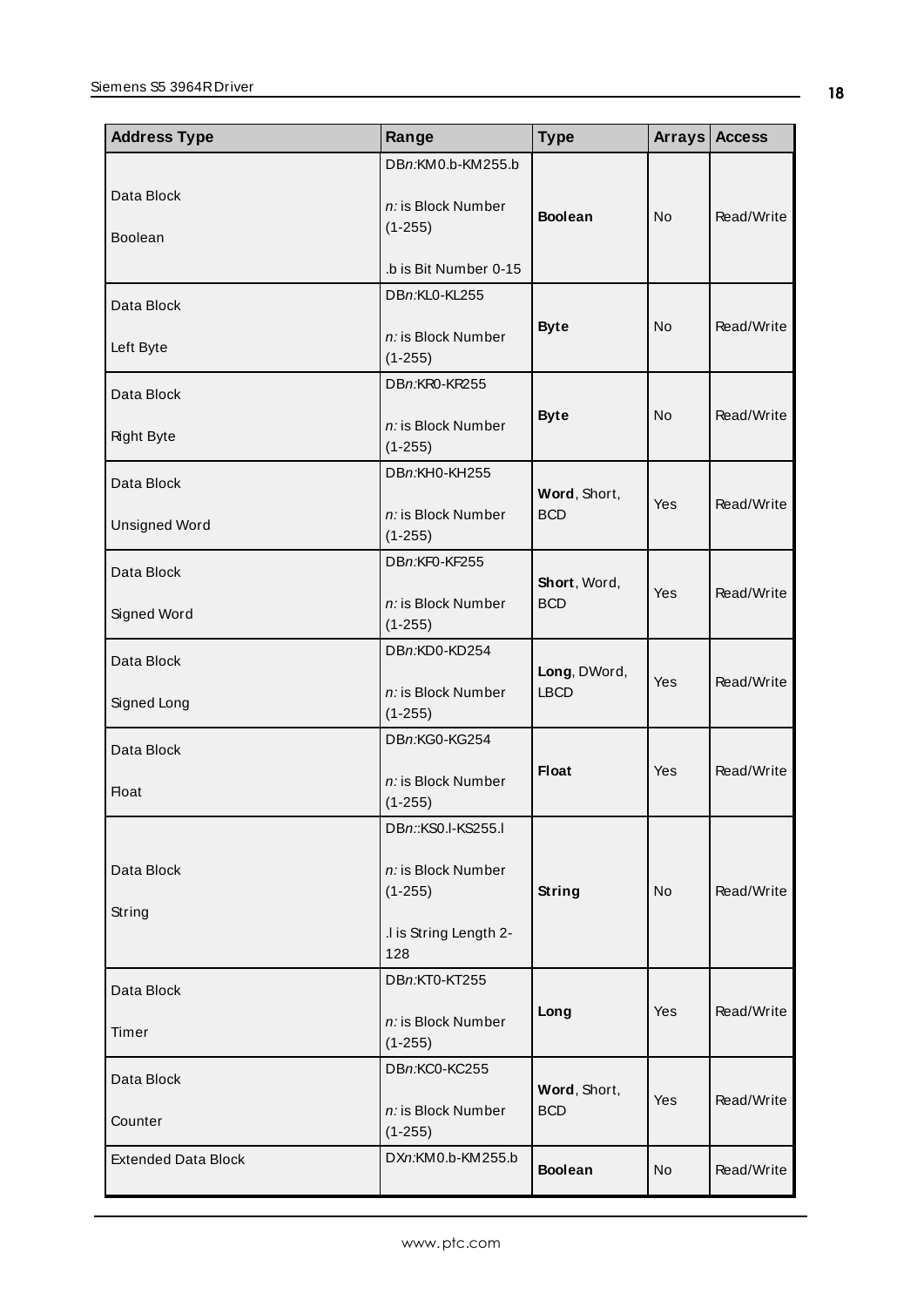| Address Type | Range | Type | Arrays | Access |
|---|---|---|---|---|
| Data Block<br><br>Boolean | DB*n*:KM0.b-KM255.b<br><br>*n:* is Block Number (1-255)<br><br>.b is Bit Number 0-15 | **Boolean** | No | Read/Write |
| Data Block<br><br>Left Byte | DB*n*:KL0-KL255<br><br>*n:* is Block Number (1-255) | **Byte** | No | Read/Write |
| Data Block<br><br>Right Byte | DB*n*:KR0-KR255<br><br>*n:* is Block Number (1-255) | **Byte** | No | Read/Write |
| Data Block<br><br>Unsigned Word | DB*n*:KH0-KH255<br><br>*n:* is Block Number (1-255) | **Word**, Short, BCD | Yes | Read/Write |
| Data Block<br><br>Signed Word | DB*n*:KF0-KF255<br><br>*n:* is Block Number (1-255) | **Short**, Word, BCD | Yes | Read/Write |
| Data Block<br><br>Signed Long | DB*n*:KD0-KD254<br><br>*n:* is Block Number (1-255) | **Long**, DWord, LBCD | Yes | Read/Write |
| Data Block<br><br>Float | DB*n*:KG0-KG254<br><br>*n:* is Block Number (1-255) | **Float** | Yes | Read/Write |
| Data Block<br><br>String | DB*n*::KS0.l-KS255.l<br><br>*n:* is Block Number (1-255)<br><br>.l is String Length 2-128 | **String** | No | Read/Write |
| Data Block<br><br>Timer | DB*n*:KT0-KT255<br><br>*n:* is Block Number (1-255) | **Long** | Yes | Read/Write |
| Data Block<br><br>Counter | DB*n*:KC0-KC255<br><br>*n:* is Block Number (1-255) | **Word**, Short, BCD | Yes | Read/Write |
| Extended Data Block | DX*n*:KM0.b-KM255.b | **Boolean** | No | Read/Write |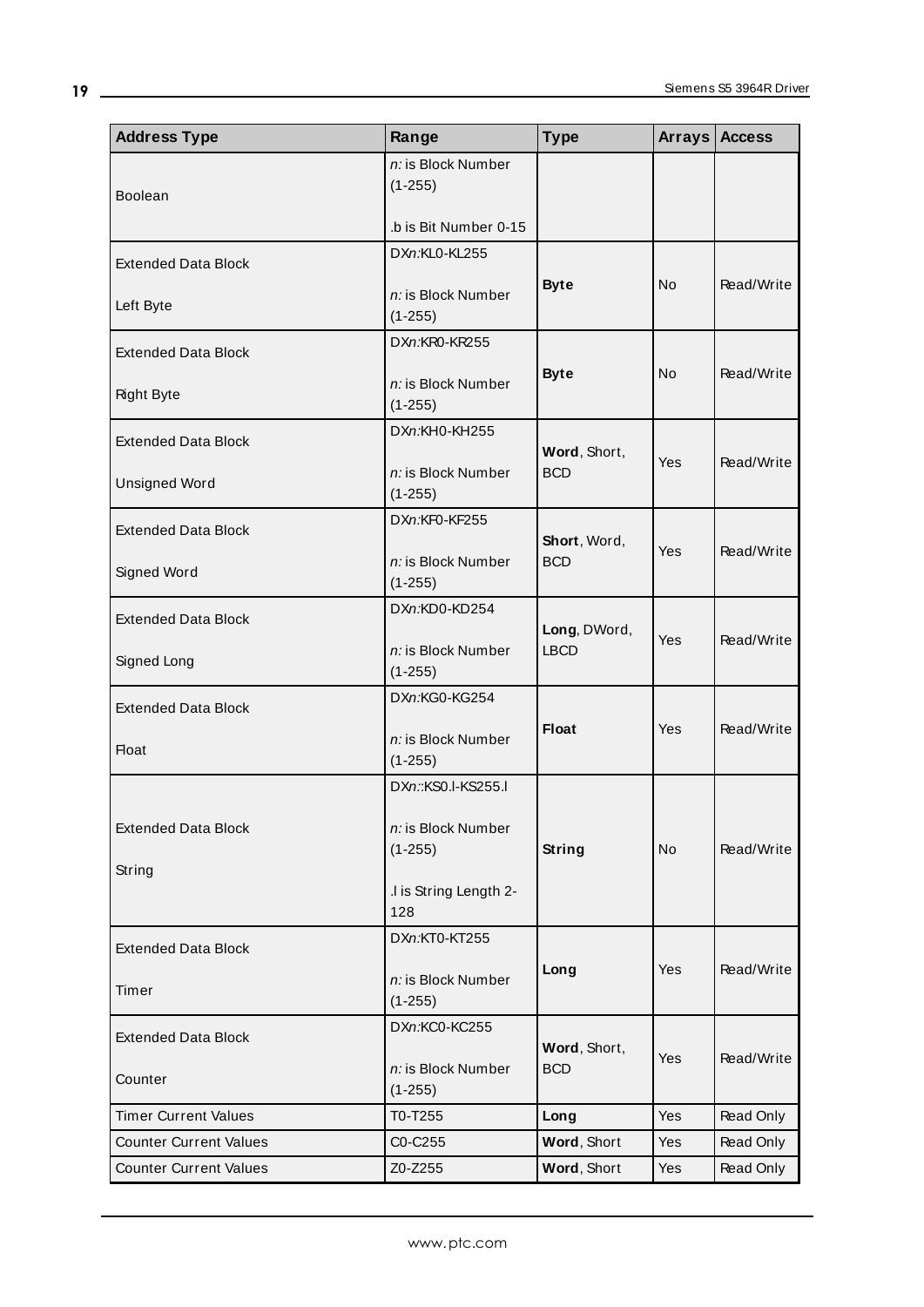| Address Type | Range | Type | Arrays | Access |
|---|---|---|---|---|
| Boolean | *n:* is Block Number (1-255)<br><br>.b is Bit Number 0-15 | | | |
| Extended Data Block<br><br>Left Byte | DX*n*:KL0-KL255<br><br>*n:* is Block Number (1-255) | **Byte** | No | Read/Write |
| Extended Data Block<br><br>Right Byte | DX*n*:KR0-KR255<br><br>*n:* is Block Number (1-255) | **Byte** | No | Read/Write |
| Extended Data Block<br><br>Unsigned Word | DX*n*:KH0-KH255<br><br>*n:* is Block Number (1-255) | **Word**, Short, BCD | Yes | Read/Write |
| Extended Data Block<br><br>Signed Word | DX*n*:KF0-KF255<br><br>*n:* is Block Number (1-255) | **Short**, Word, BCD | Yes | Read/Write |
| Extended Data Block<br><br>Signed Long | DX*n*:KD0-KD254<br><br>*n:* is Block Number (1-255) | **Long**, DWord, LBCD | Yes | Read/Write |
| Extended Data Block<br><br>Float | DX*n*:KG0-KG254<br><br>*n:* is Block Number (1-255) | **Float** | Yes | Read/Write |
| Extended Data Block<br><br>String | DX*n*::KS0.l-KS255.l<br><br>*n:* is Block Number (1-255)<br><br>.l is String Length 2-128 | **String** | No | Read/Write |
| Extended Data Block<br><br>Timer | DX*n*:KT0-KT255<br><br>*n:* is Block Number (1-255) | **Long** | Yes | Read/Write |
| Extended Data Block<br><br>Counter | DX*n*:KC0-KC255<br><br>*n:* is Block Number (1-255) | **Word**, Short, BCD | Yes | Read/Write |
| Timer Current Values | T0-T255 | **Long** | Yes | Read Only |
| Counter Current Values | C0-C255 | **Word**, Short | Yes | Read Only |
| Counter Current Values | Z0-Z255 | **Word**, Short | Yes | Read Only |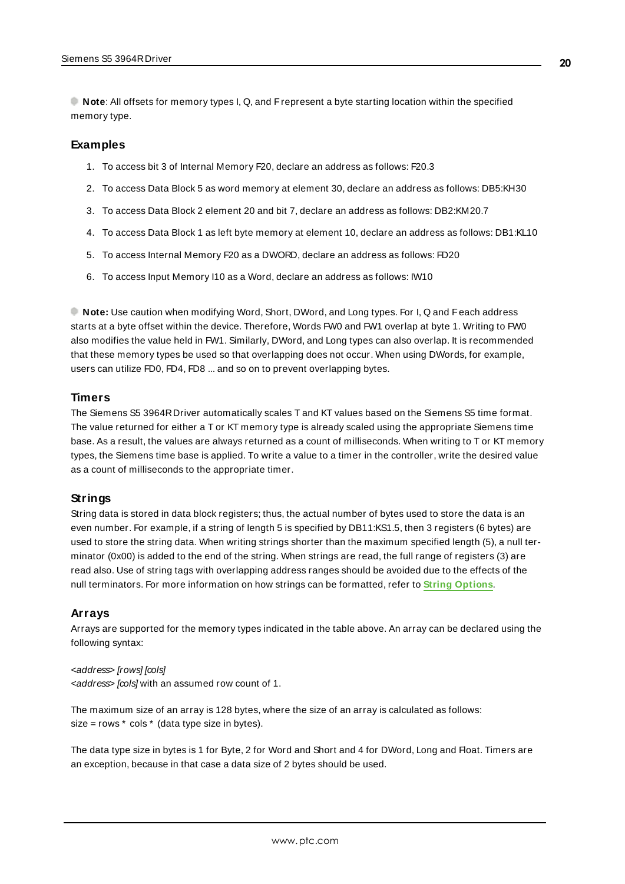**Note**: All offsets for memory types I, Q, and F represent a byte starting location within the specified memory type.

### Examples

1. To access bit 3 of Internal Memory F20, declare an address as follows: F20.3
2. To access Data Block 5 as word memory at element 30, declare an address as follows: DB5:KH30
3. To access Data Block 2 element 20 and bit 7, declare an address as follows: DB2:KM20.7
4. To access Data Block 1 as left byte memory at element 10, declare an address as follows: DB1:KL10
5. To access Internal Memory F20 as a DWORD, declare an address as follows: FD20
6. To access Input Memory I10 as a Word, declare an address as follows: IW10

**Note:** Use caution when modifying Word, Short, DWord, and Long types. For I, Q and F each address starts at a byte offset within the device. Therefore, Words FW0 and FW1 overlap at byte 1. Writing to FW0 also modifies the value held in FW1. Similarly, DWord, and Long types can also overlap. It is recommended that these memory types be used so that overlapping does not occur. When using DWords, for example, users can utilize FD0, FD4, FD8 ... and so on to prevent overlapping bytes.

### Timers

The Siemens S5 3964R Driver automatically scales T and KT values based on the Siemens S5 time format. The value returned for either a T or KT memory type is already scaled using the appropriate Siemens time base. As a result, the values are always returned as a count of milliseconds. When writing to T or KT memory types, the Siemens time base is applied. To write a value to a timer in the controller, write the desired value as a count of milliseconds to the appropriate timer.

### Strings

String data is stored in data block registers; thus, the actual number of bytes used to store the data is an even number. For example, if a string of length 5 is specified by DB11:KS1.5, then 3 registers (6 bytes) are used to store the string data. When writing strings shorter than the maximum specified length (5), a null terminator (0x00) is added to the end of the string. When strings are read, the full range of registers (3) are read also. Use of string tags with overlapping address ranges should be avoided due to the effects of the null terminators. For more information on how strings can be formatted, refer to **String Options**.

### Arrays

Arrays are supported for the memory types indicated in the table above. An array can be declared using the following syntax:

*<address> [rows] [cols]*
*<address> [cols]* with an assumed row count of 1.

The maximum size of an array is 128 bytes, where the size of an array is calculated as follows:
size = rows * cols * (data type size in bytes).

The data type size in bytes is 1 for Byte, 2 for Word and Short and 4 for DWord, Long and Float. Timers are an exception, because in that case a data size of 2 bytes should be used.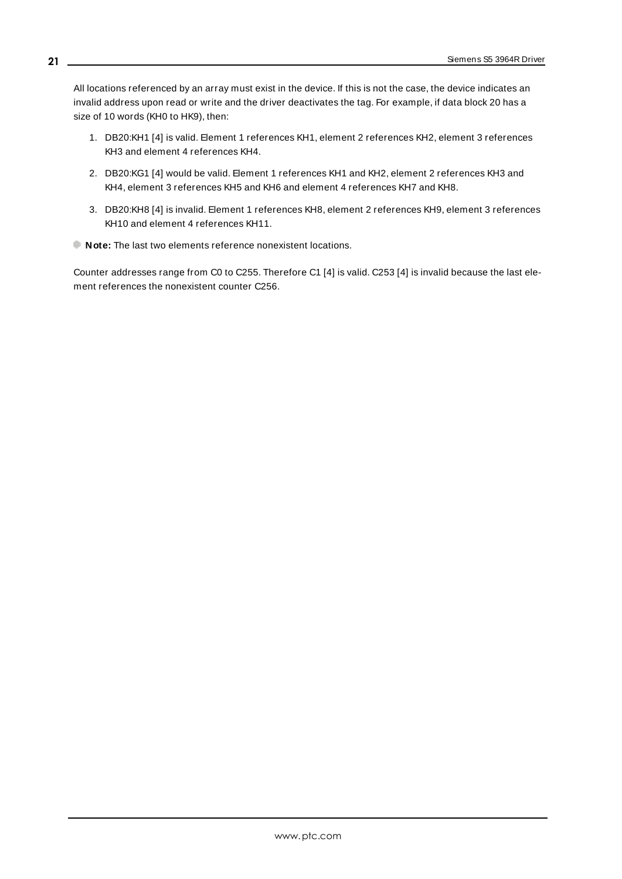All locations referenced by an array must exist in the device. If this is not the case, the device indicates an invalid address upon read or write and the driver deactivates the tag. For example, if data block 20 has a size of 10 words (KH0 to HK9), then:

1. DB20:KH1 [4] is valid. Element 1 references KH1, element 2 references KH2, element 3 references KH3 and element 4 references KH4.
2. DB20:KG1 [4] would be valid. Element 1 references KH1 and KH2, element 2 references KH3 and KH4, element 3 references KH5 and KH6 and element 4 references KH7 and KH8.
3. DB20:KH8 [4] is invalid. Element 1 references KH8, element 2 references KH9, element 3 references KH10 and element 4 references KH11.

**Note:** The last two elements reference nonexistent locations.

Counter addresses range from C0 to C255. Therefore C1 [4] is valid. C253 [4] is invalid because the last element references the nonexistent counter C256.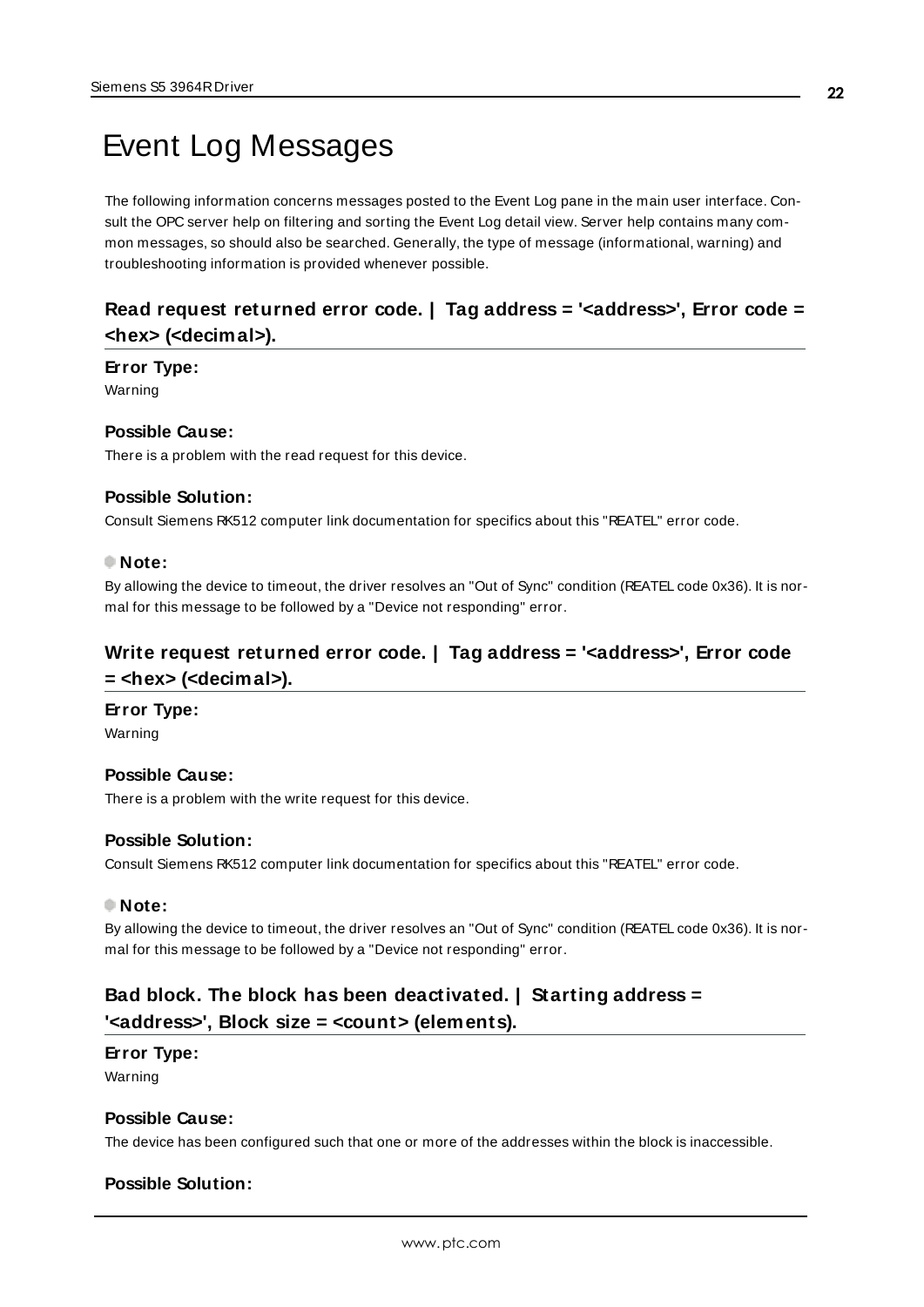# Event Log Messages

The following information concerns messages posted to the Event Log pane in the main user interface. Consult the OPC server help on filtering and sorting the Event Log detail view. Server help contains many common messages, so should also be searched. Generally, the type of message (informational, warning) and troubleshooting information is provided whenever possible.

## Read request returned error code. | Tag address = '<address>', Error code = <hex> (<decimal>).

**Error Type:**

Warning

**Possible Cause:**

There is a problem with the read request for this device.

**Possible Solution:**

Consult Siemens RK512 computer link documentation for specifics about this "REATEL" error code.

**Note:**

By allowing the device to timeout, the driver resolves an "Out of Sync" condition (REATEL code 0x36). It is normal for this message to be followed by a "Device not responding" error.

## Write request returned error code. | Tag address = '<address>', Error code = <hex> (<decimal>).

**Error Type:**

Warning

**Possible Cause:**

There is a problem with the write request for this device.

**Possible Solution:**

Consult Siemens RK512 computer link documentation for specifics about this "REATEL" error code.

**Note:**

By allowing the device to timeout, the driver resolves an "Out of Sync" condition (REATEL code 0x36). It is normal for this message to be followed by a "Device not responding" error.

## Bad block. The block has been deactivated. | Starting address = '<address>', Block size = <count> (elements).

**Error Type:**

Warning

**Possible Cause:**

The device has been configured such that one or more of the addresses within the block is inaccessible.

**Possible Solution:**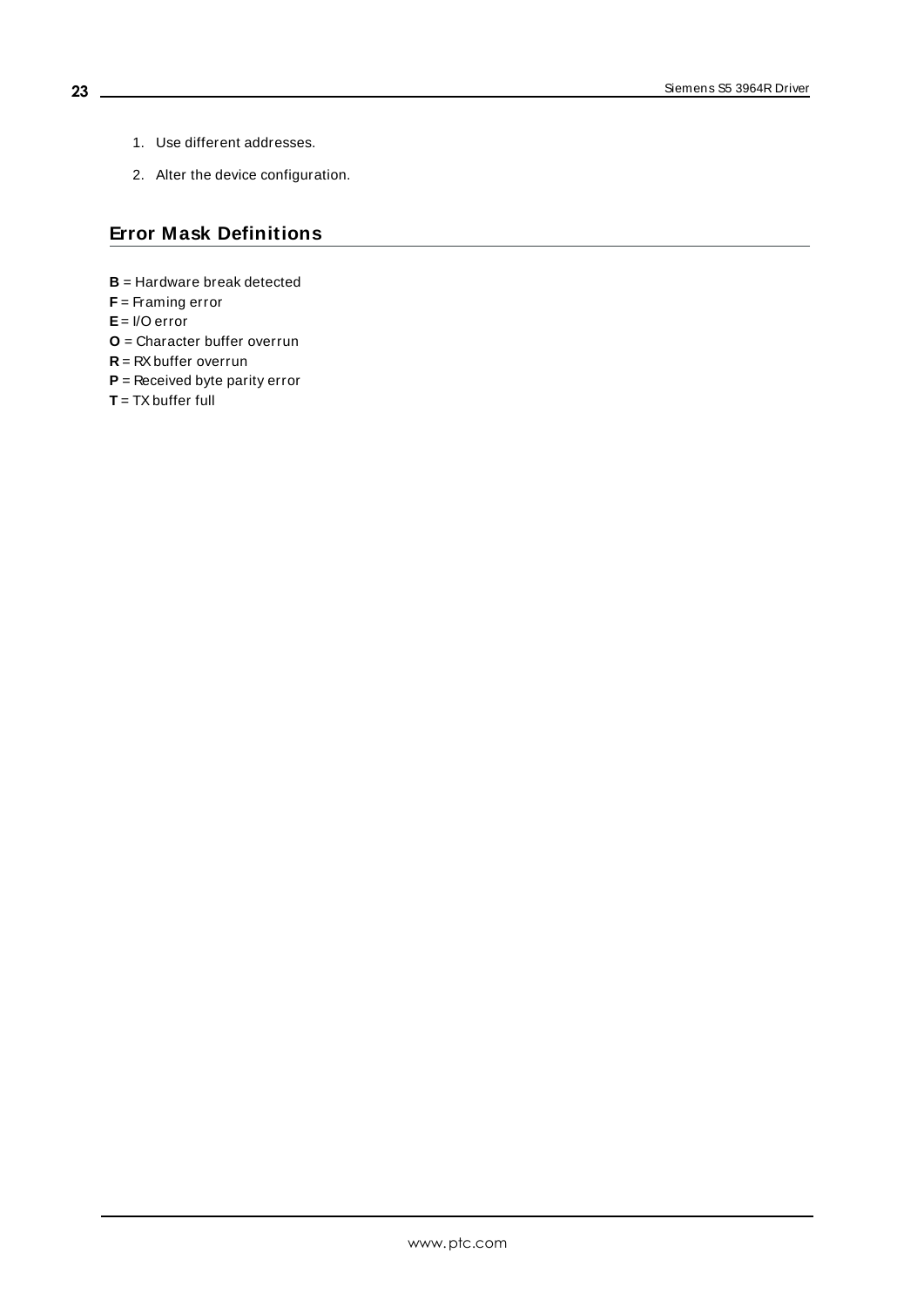1. Use different addresses.
2. Alter the device configuration.

## Error Mask Definitions

**B** = Hardware break detected
**F** = Framing error
**E** = I/O error
**O** = Character buffer overrun
**R** = RX buffer overrun
**P** = Received byte parity error
**T** = TX buffer full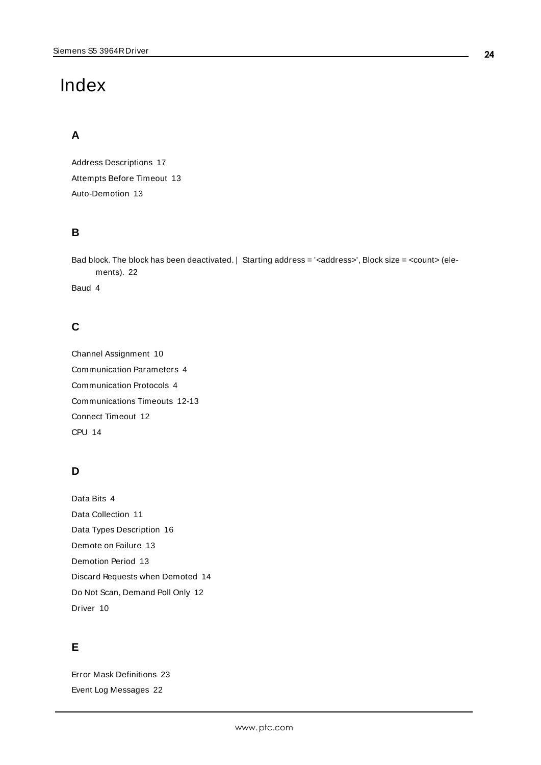# Index

## A

Address Descriptions 17

Attempts Before Timeout 13

Auto-Demotion 13

## B

Bad block. The block has been deactivated. | Starting address = '<address>', Block size = <count> (elements). 22

Baud 4

## C

Channel Assignment 10

Communication Parameters 4

Communication Protocols 4

Communications Timeouts 12-13

Connect Timeout 12

CPU 14

## D

Data Bits 4

Data Collection 11

Data Types Description 16

Demote on Failure 13

Demotion Period 13

Discard Requests when Demoted 14

Do Not Scan, Demand Poll Only 12

Driver 10

## E

Error Mask Definitions 23

Event Log Messages 22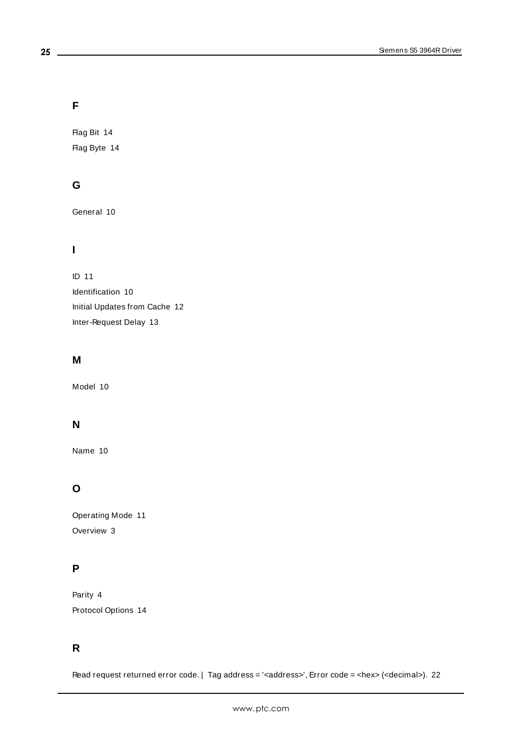## F

Flag Bit 14

Flag Byte 14

## G

General 10

## I

ID 11

Identification 10

Initial Updates from Cache 12

Inter-Request Delay 13

## M

Model 10

## N

Name 10

## O

Operating Mode 11

Overview 3

## P

Parity 4

Protocol Options 14

## R

Read request returned error code. | Tag address = '<address>', Error code = <hex> (<decimal>). 22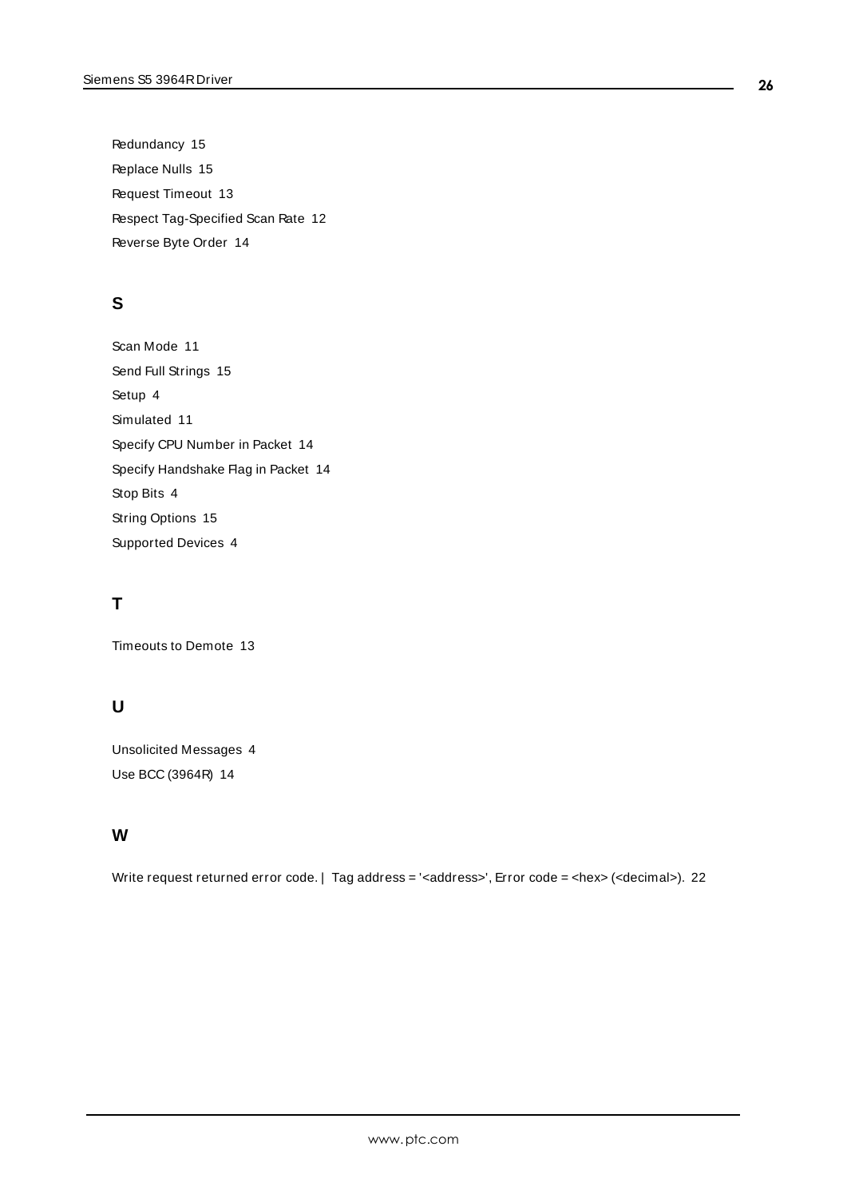Redundancy 15

Replace Nulls 15

Request Timeout 13

Respect Tag-Specified Scan Rate 12

Reverse Byte Order 14

## S

Scan Mode 11

Send Full Strings 15

Setup 4

Simulated 11

Specify CPU Number in Packet 14

Specify Handshake Flag in Packet 14

Stop Bits 4

String Options 15

Supported Devices 4

## T

Timeouts to Demote 13

## U

Unsolicited Messages 4

Use BCC (3964R) 14

## W

Write request returned error code. | Tag address = '<address>', Error code = <hex> (<decimal>). 22